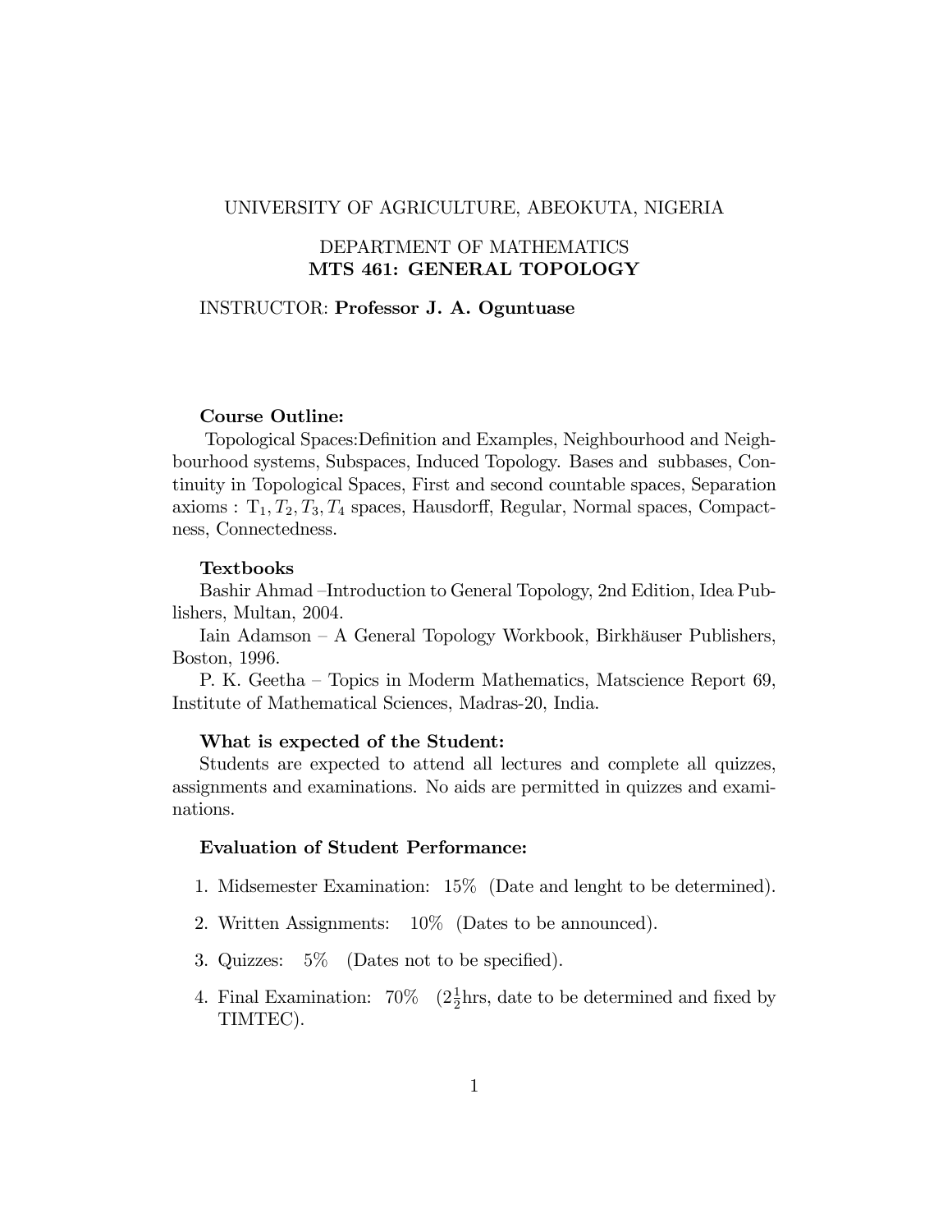UNIVERSITY OF AGRICULTURE, ABEOKUTA, NIGERIA

DEPARTMENT OF MATHEMATICS

# MTS 461: GENERAL TOPOLOGY

INSTRUCTOR: **Professor J. A. Oguntuase**

**Course Outline:**

Topological Spaces:Definition and Examples, Neighbourhood and Neighbourhood systems, Subspaces, Induced Topology. Bases and subbases, Continuity in Topological Spaces, First and second countable spaces, Separation axioms : $\mathrm{T}_1, T_2, T_3, T_4$ spaces, Hausdorff, Regular, Normal spaces, Compactness, Connectedness.

**Textbooks**

Bashir Ahmad –Introduction to General Topology, 2nd Edition, Idea Publishers, Multan, 2004.

Iain Adamson – A General Topology Workbook, Birkhäuser Publishers, Boston, 1996.

P. K. Geetha – Topics in Moderm Mathematics, Matscience Report 69, Institute of Mathematical Sciences, Madras-20, India.

**What is expected of the Student:**

Students are expected to attend all lectures and complete all quizzes, assignments and examinations. No aids are permitted in quizzes and examinations.

**Evaluation of Student Performance:**

1. Midsemester Examination: 15% (Date and lenght to be determined).
2. Written Assignments: 10% (Dates to be announced).
3. Quizzes: 5% (Dates not to be specified).
4. Final Examination: 70% ($2\frac{1}{2}$hrs, date to be determined and fixed by TIMTEC).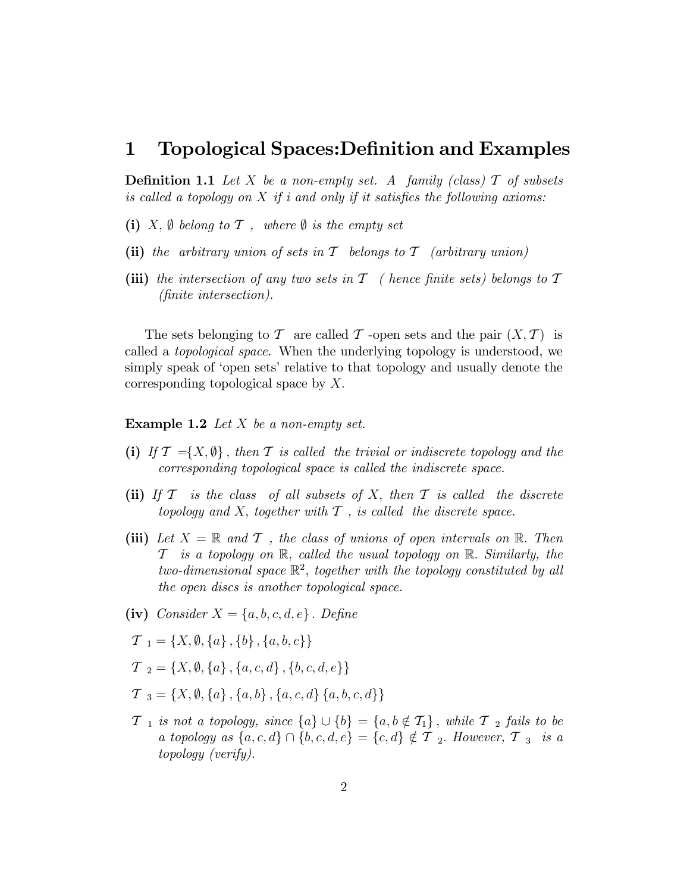# 1 Topological Spaces:Definition and Examples

**Definition 1.1** *Let $X$ be a non-empty set. A family (class) $\mathcal{T}$ of subsets is called a topology on $X$ if i and only if it satisfies the following axioms:*

**(i)** *$X, \emptyset$ belong to $\mathcal{T}$ , where $\emptyset$ is the empty set*

**(ii)** *the arbitrary union of sets in $\mathcal{T}$ belongs to $\mathcal{T}$ (arbitrary union)*

**(iii)** *the intersection of any two sets in $\mathcal{T}$ ( hence finite sets) belongs to $\mathcal{T}$ (finite intersection).*

The sets belonging to $\mathcal{T}$ are called $\mathcal{T}$ -open sets and the pair $(X, \mathcal{T})$ is called a *topological space.* When the underlying topology is understood, we simply speak of 'open sets' relative to that topology and usually denote the corresponding topological space by $X$.

**Example 1.2** *Let $X$ be a non-empty set.*

**(i)** *If $\mathcal{T} = \{X, \emptyset\}$ , then $\mathcal{T}$ is called the trivial or indiscrete topology and the corresponding topological space is called the indiscrete space.*

**(ii)** *If $\mathcal{T}$ is the class of all subsets of $X$, then $\mathcal{T}$ is called the discrete topology and $X$, together with $\mathcal{T}$ , is called the discrete space.*

**(iii)** *Let $X = \mathbb{R}$ and $\mathcal{T}$ , the class of unions of open intervals on $\mathbb{R}$. Then $\mathcal{T}$ is a topology on $\mathbb{R}$, called the usual topology on $\mathbb{R}$. Similarly, the two-dimensional space $\mathbb{R}^2$, together with the topology constituted by all the open discs is another topological space.*

**(iv)** *Consider $X = \{a, b, c, d, e\}$ . Define*

$\mathcal{T}_1 = \{X, \emptyset, \{a\}, \{b\}, \{a, b, c\}\}$

$\mathcal{T}_2 = \{X, \emptyset, \{a\}, \{a, c, d\}, \{b, c, d, e\}\}$

$\mathcal{T}_3 = \{X, \emptyset, \{a\}, \{a, b\}, \{a, c, d\} \{a, b, c, d\}\}$

*$\mathcal{T}_1$ is not a topology, since $\{a\} \cup \{b\} = \{a, b \notin \mathcal{T}_1\}$ , while $\mathcal{T}_2$ fails to be a topology as $\{a, c, d\} \cap \{b, c, d, e\} = \{c, d\} \notin \mathcal{T}_2$. However, $\mathcal{T}_3$ is a topology (verify).*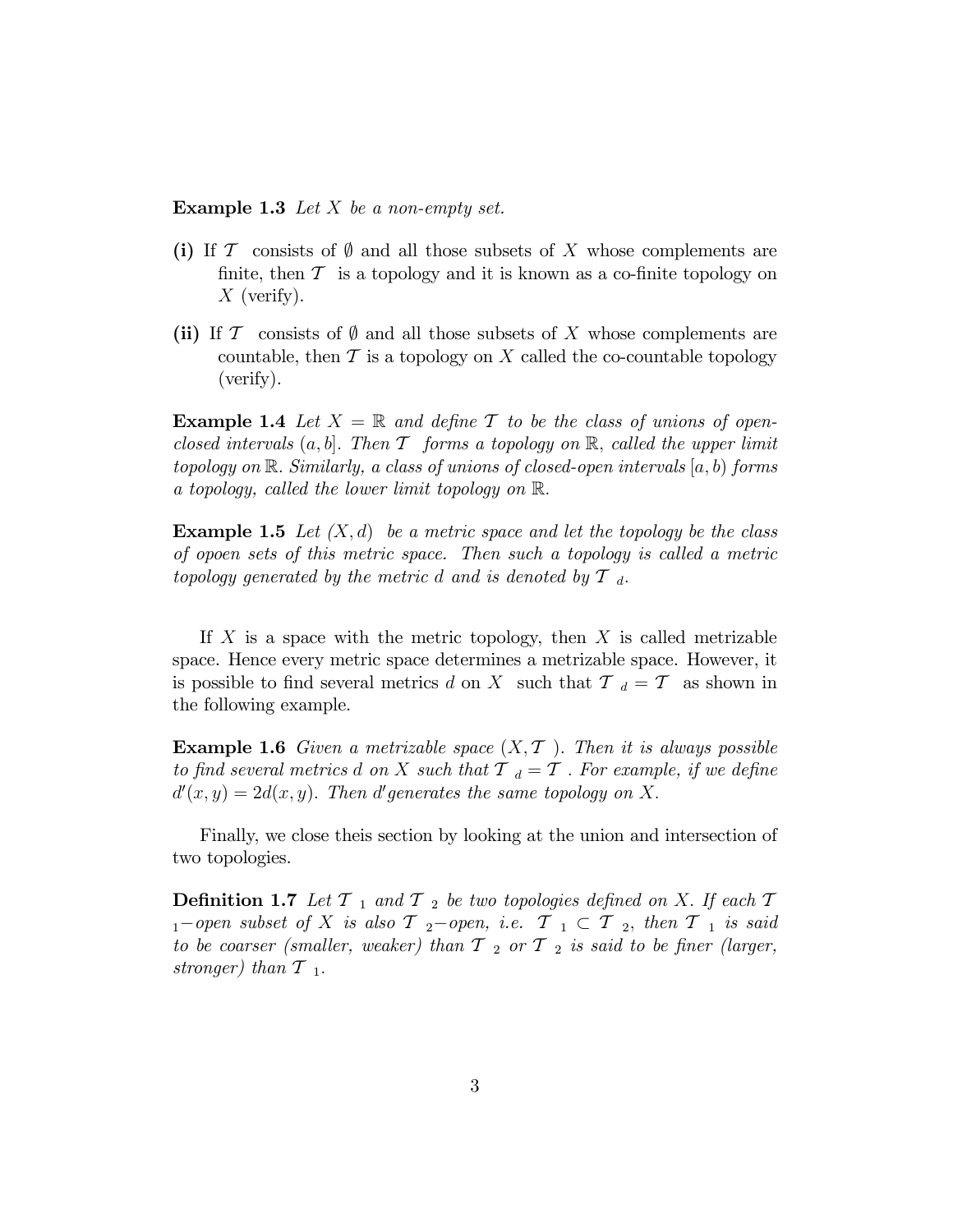**Example 1.3** *Let $X$ be a non-empty set.*

**(i)** If $\mathcal{T}$ consists of $\emptyset$ and all those subsets of $X$ whose complements are finite, then $\mathcal{T}$ is a topology and it is known as a co-finite topology on $X$ (verify).

**(ii)** If $\mathcal{T}$ consists of $\emptyset$ and all those subsets of $X$ whose complements are countable, then $\mathcal{T}$ is a topology on $X$ called the co-countable topology (verify).

**Example 1.4** *Let $X = \mathbb{R}$ and define $\mathcal{T}$ to be the class of unions of open-closed intervals $(a, b]$. Then $\mathcal{T}$ forms a topology on $\mathbb{R}$, called the upper limit topology on $\mathbb{R}$. Similarly, a class of unions of closed-open intervals $[a, b)$ forms a topology, called the lower limit topology on $\mathbb{R}$.*

**Example 1.5** *Let $(X, d)$ be a metric space and let the topology be the class of opoen sets of this metric space. Then such a topology is called a metric topology generated by the metric d and is denoted by $\mathcal{T}_d$.*

If $X$ is a space with the metric topology, then $X$ is called metrizable space. Hence every metric space determines a metrizable space. However, it is possible to find several metrics $d$ on $X$ such that $\mathcal{T}_d = \mathcal{T}$ as shown in the following example.

**Example 1.6** *Given a metrizable space $(X, \mathcal{T})$. Then it is always possible to find several metrics d on $X$ such that $\mathcal{T}_d = \mathcal{T}$. For example, if we define $d'(x, y) = 2d(x, y)$. Then $d'$generates the same topology on $X$.*

Finally, we close theis section by looking at the union and intersection of two topologies.

**Definition 1.7** *Let $\mathcal{T}_1$ and $\mathcal{T}_2$ be two topologies defined on $X$. If each $\mathcal{T}_1$−open subset of $X$ is also $\mathcal{T}_2$−open, i.e. $\mathcal{T}_1 \subset \mathcal{T}_2$, then $\mathcal{T}_1$ is said to be coarser (smaller, weaker) than $\mathcal{T}_2$ or $\mathcal{T}_2$ is said to be finer (larger, stronger) than $\mathcal{T}_1$.*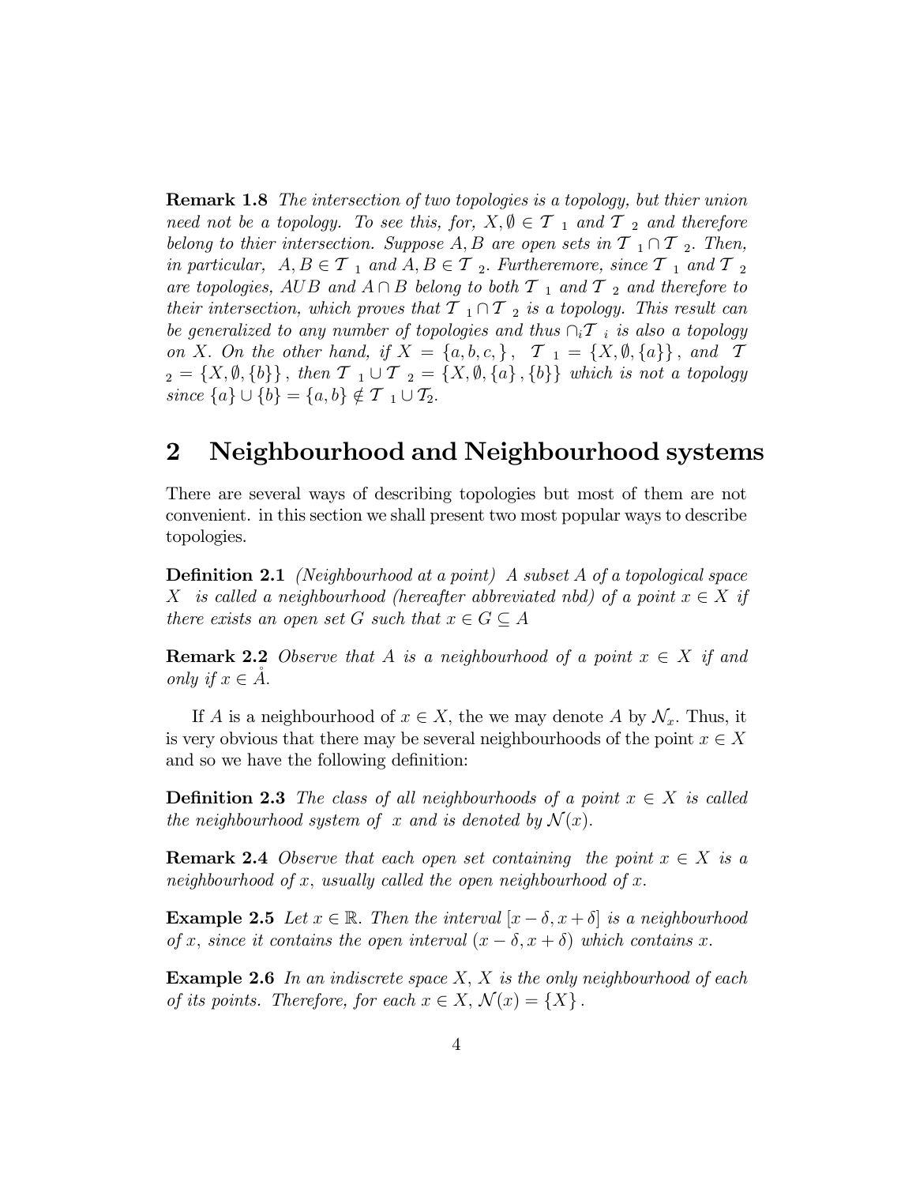**Remark 1.8** *The intersection of two topologies is a topology, but thier union need not be a topology. To see this, for, $X, \emptyset \in \mathcal{T}_1$ and $\mathcal{T}_2$ and therefore belong to thier intersection. Suppose $A, B$ are open sets in $\mathcal{T}_1 \cap \mathcal{T}_2$. Then, in particular, $A, B \in \mathcal{T}_1$ and $A, B \in \mathcal{T}_2$. Furtheremore, since $\mathcal{T}_1$ and $\mathcal{T}_2$ are topologies, $AUB$ and $A \cap B$ belong to both $\mathcal{T}_1$ and $\mathcal{T}_2$ and therefore to their intersection, which proves that $\mathcal{T}_1 \cap \mathcal{T}_2$ is a topology. This result can be generalized to any number of topologies and thus $\cap_i \mathcal{T}_i$ is also a topology on X. On the other hand, if $X = \{a, b, c, \}$, $\mathcal{T}_1 = \{X, \emptyset, \{a\}\}$, and $\mathcal{T}_2 = \{X, \emptyset, \{b\}\}$, then $\mathcal{T}_1 \cup \mathcal{T}_2 = \{X, \emptyset, \{a\}, \{b\}\}$ which is not a topology since $\{a\} \cup \{b\} = \{a, b\} \notin \mathcal{T}_1 \cup \mathcal{T}_2$.*

## 2 Neighbourhood and Neighbourhood systems

There are several ways of describing topologies but most of them are not convenient. in this section we shall present two most popular ways to describe topologies.

**Definition 2.1** *(Neighbourhood at a point) A subset A of a topological space X is called a neighbourhood (hereafter abbreviated nbd) of a point $x \in X$ if there exists an open set G such that $x \in G \subseteq A$*

**Remark 2.2** *Observe that A is a neighbourhood of a point $x \in X$ if and only if $x \in \mathring{A}$.*

If $A$ is a neighbourhood of $x \in X$, the we may denote $A$ by $\mathcal{N}_x$. Thus, it is very obvious that there may be several neighbourhoods of the point $x \in X$ and so we have the following definition:

**Definition 2.3** *The class of all neighbourhoods of a point $x \in X$ is called the neighbourhood system of $x$ and is denoted by $\mathcal{N}(x)$.*

**Remark 2.4** *Observe that each open set containing the point $x \in X$ is a neighbourhood of $x$, usually called the open neighbourhood of $x$.*

**Example 2.5** *Let $x \in \mathbb{R}$. Then the interval $[x - \delta, x + \delta]$ is a neighbourhood of $x$, since it contains the open interval $(x - \delta, x + \delta)$ which contains $x$.*

**Example 2.6** *In an indiscrete space X, X is the only neighbourhood of each of its points. Therefore, for each $x \in X$, $\mathcal{N}(x) = \{X\}$.*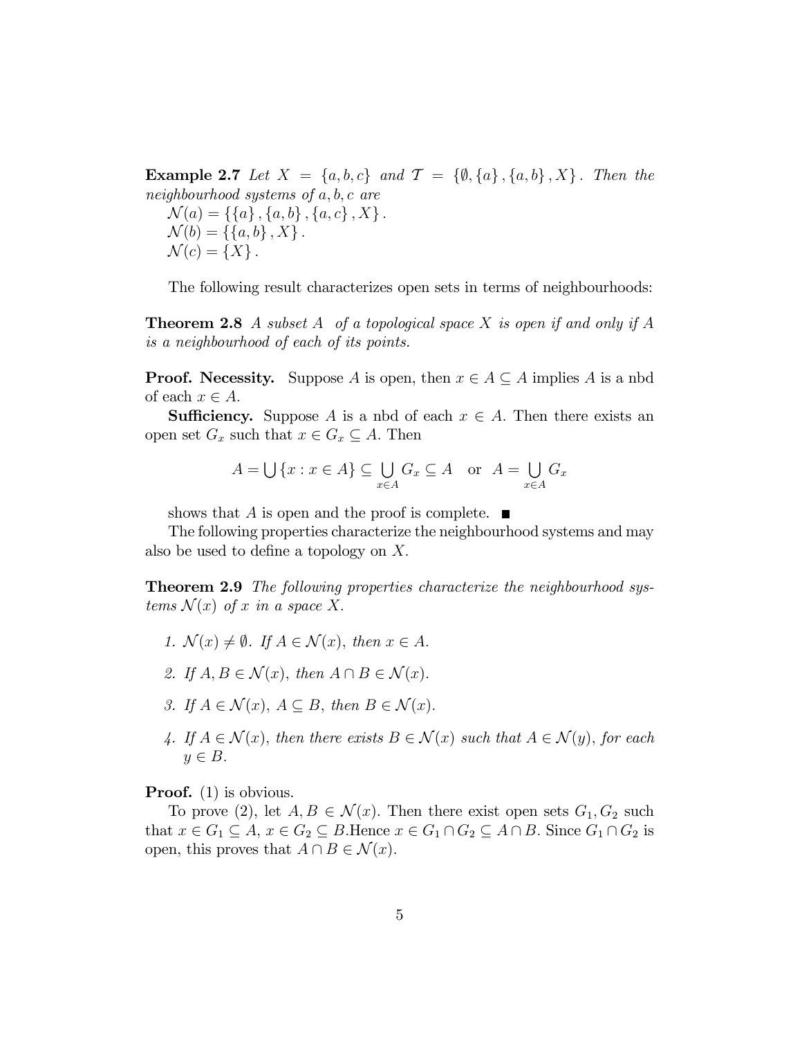**Example 2.7** *Let $X = \{a, b, c\}$ and $\mathcal{T} = \{\emptyset, \{a\}, \{a, b\}, X\}$. Then the neighbourhood systems of $a, b, c$ are*

$\mathcal{N}(a) = \{\{a\}, \{a, b\}, \{a, c\}, X\}$.
$\mathcal{N}(b) = \{\{a, b\}, X\}$.
$\mathcal{N}(c) = \{X\}$.

The following result characterizes open sets in terms of neighbourhoods:

**Theorem 2.8** *A subset $A$ of a topological space $X$ is open if and only if $A$ is a neighbourhood of each of its points.*

**Proof. Necessity.** Suppose $A$ is open, then $x \in A \subseteq A$ implies $A$ is a nbd of each $x \in A$.

**Sufficiency.** Suppose $A$ is a nbd of each $x \in A$. Then there exists an open set $G_x$ such that $x \in G_x \subseteq A$. Then

$$A = \bigcup \{x : x \in A\} \subseteq \bigcup_{x \in A} G_x \subseteq A \quad \text{or} \quad A = \bigcup_{x \in A} G_x$$

shows that $A$ is open and the proof is complete. ■

The following properties characterize the neighbourhood systems and may also be used to define a topology on $X$.

**Theorem 2.9** *The following properties characterize the neighbourhood systems $\mathcal{N}(x)$ of $x$ in a space $X$.*

1. *$\mathcal{N}(x) \neq \emptyset$. If $A \in \mathcal{N}(x)$, then $x \in A$.*
2. *If $A, B \in \mathcal{N}(x)$, then $A \cap B \in \mathcal{N}(x)$.*
3. *If $A \in \mathcal{N}(x)$, $A \subseteq B$, then $B \in \mathcal{N}(x)$.*
4. *If $A \in \mathcal{N}(x)$, then there exists $B \in \mathcal{N}(x)$ such that $A \in \mathcal{N}(y)$, for each $y \in B$.*

**Proof.** (1) is obvious.

To prove (2), let $A, B \in \mathcal{N}(x)$. Then there exist open sets $G_1, G_2$ such that $x \in G_1 \subseteq A$, $x \in G_2 \subseteq B$.Hence $x \in G_1 \cap G_2 \subseteq A \cap B$. Since $G_1 \cap G_2$ is open, this proves that $A \cap B \in \mathcal{N}(x)$.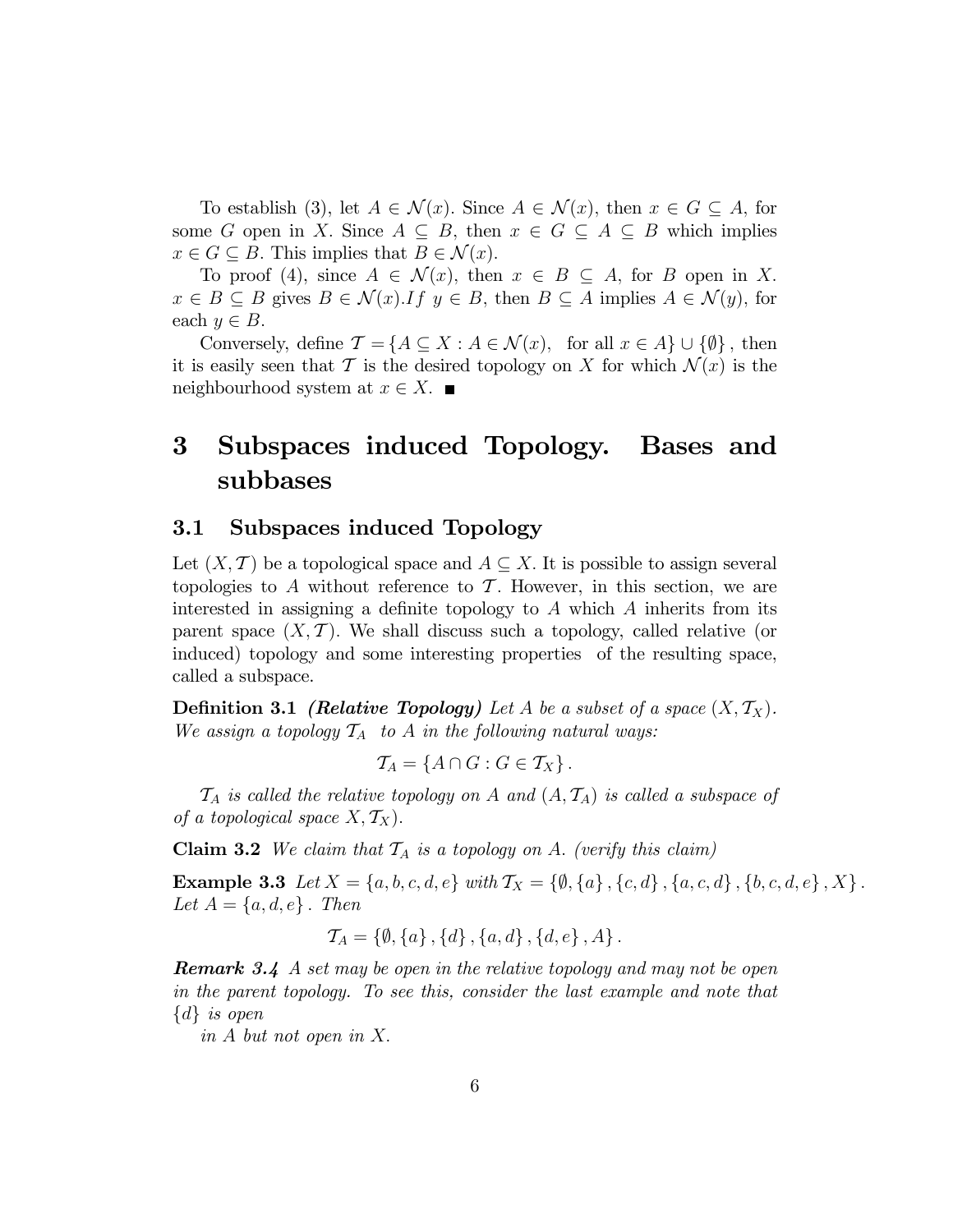To establish (3), let $A \in \mathcal{N}(x)$. Since $A \in \mathcal{N}(x)$, then $x \in G \subseteq A$, for some $G$ open in $X$. Since $A \subseteq B$, then $x \in G \subseteq A \subseteq B$ which implies $x \in G \subseteq B$. This implies that $B \in \mathcal{N}(x)$.

To proof (4), since $A \in \mathcal{N}(x)$, then $x \in B \subseteq A$, for $B$ open in $X$. $x \in B \subseteq B$ gives $B \in \mathcal{N}(x)$.*If* $y \in B$, then $B \subseteq A$ implies $A \in \mathcal{N}(y)$, for each $y \in B$.

Conversely, define $\mathcal{T} = \{A \subseteq X : A \in \mathcal{N}(x), \text{ for all } x \in A\} \cup \{\emptyset\}$, then it is easily seen that $\mathcal{T}$ is the desired topology on $X$ for which $\mathcal{N}(x)$ is the neighbourhood system at $x \in X$. ■

# 3 Subspaces induced Topology. Bases and subbases

## 3.1 Subspaces induced Topology

Let $(X, \mathcal{T})$ be a topological space and $A \subseteq X$. It is possible to assign several topologies to $A$ without reference to $\mathcal{T}$. However, in this section, we are interested in assigning a definite topology to $A$ which $A$ inherits from its parent space $(X, \mathcal{T})$. We shall discuss such a topology, called relative (or induced) topology and some interesting properties of the resulting space, called a subspace.

**Definition 3.1** ***(Relative Topology)*** *Let $A$ be a subset of a space $(X, \mathcal{T}_X)$. We assign a topology $\mathcal{T}_A$ to $A$ in the following natural ways:*

$$\mathcal{T}_A = \{A \cap G : G \in \mathcal{T}_X\}.$$

*$\mathcal{T}_A$ is called the relative topology on $A$ and $(A, \mathcal{T}_A)$ is called a subspace of of a topological space $X, \mathcal{T}_X)$.*

**Claim 3.2** *We claim that $\mathcal{T}_A$ is a topology on $A$. (verify this claim)*

**Example 3.3** *Let $X = \{a, b, c, d, e\}$ with $\mathcal{T}_X = \{\emptyset, \{a\}, \{c, d\}, \{a, c, d\}, \{b, c, d, e\}, X\}$. Let $A = \{a, d, e\}$. Then*

$$\mathcal{T}_A = \{\emptyset, \{a\}, \{d\}, \{a, d\}, \{d, e\}, A\}.$$

***Remark 3.4*** *A set may be open in the relative topology and may not be open in the parent topology. To see this, consider the last example and note that $\{d\}$ is open in $A$ but not open in $X$.*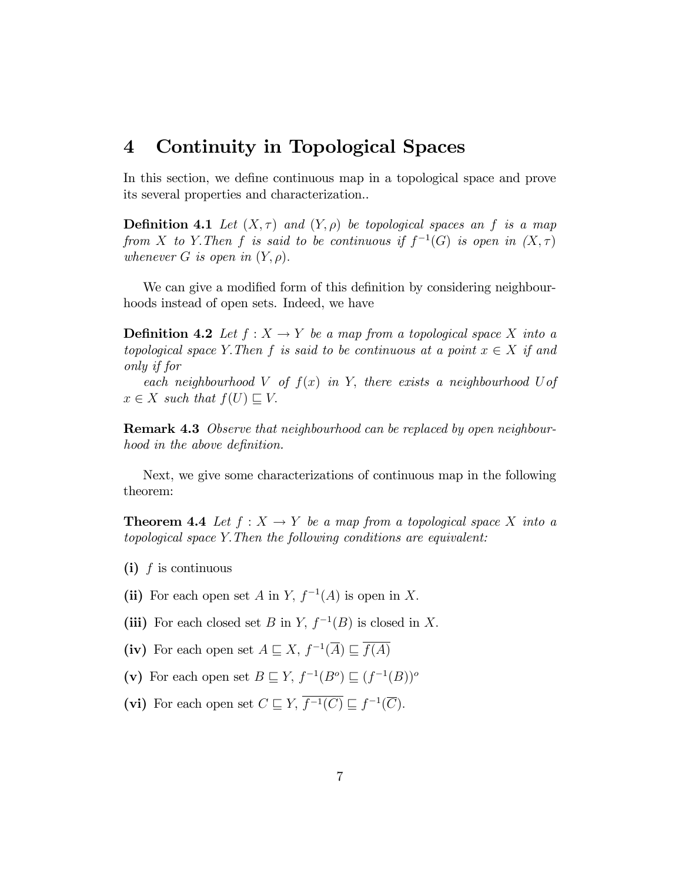# 4 Continuity in Topological Spaces

In this section, we define continuous map in a topological space and prove its several properties and characterization..

**Definition 4.1** *Let $(X, \tau)$ and $(Y, \rho)$ be topological spaces an $f$ is a map from $X$ to $Y$. Then $f$ is said to be continuous if $f^{-1}(G)$ is open in $(X, \tau)$ whenever $G$ is open in $(Y, \rho)$.*

We can give a modified form of this definition by considering neighbourhoods instead of open sets. Indeed, we have

**Definition 4.2** *Let $f : X \to Y$ be a map from a topological space $X$ into a topological space $Y$. Then $f$ is said to be continuous at a point $x \in X$ if and only if for*

*each neighbourhood $V$ of $f(x)$ in $Y$, there exists a neighbourhood $U$ of $x \in X$ such that $f(U) \sqsubseteq V$.*

**Remark 4.3** *Observe that neighbourhood can be replaced by open neighbourhood in the above definition.*

Next, we give some characterizations of continuous map in the following theorem:

**Theorem 4.4** *Let $f : X \to Y$ be a map from a topological space $X$ into a topological space $Y$. Then the following conditions are equivalent:*

**(i)** $f$ is continuous

**(ii)** For each open set $A$ in $Y$, $f^{-1}(A)$ is open in $X$.

**(iii)** For each closed set $B$ in $Y$, $f^{-1}(B)$ is closed in $X$.

**(iv)** For each open set $A \sqsubseteq X$, $f^{-1}(\overline{A}) \sqsubseteq \overline{f(A)}$

**(v)** For each open set $B \sqsubseteq Y$, $f^{-1}(B^o) \sqsubseteq (f^{-1}(B))^o$

**(vi)** For each open set $C \sqsubseteq Y$, $\overline{f^{-1}(C)} \sqsubseteq f^{-1}(\overline{C})$.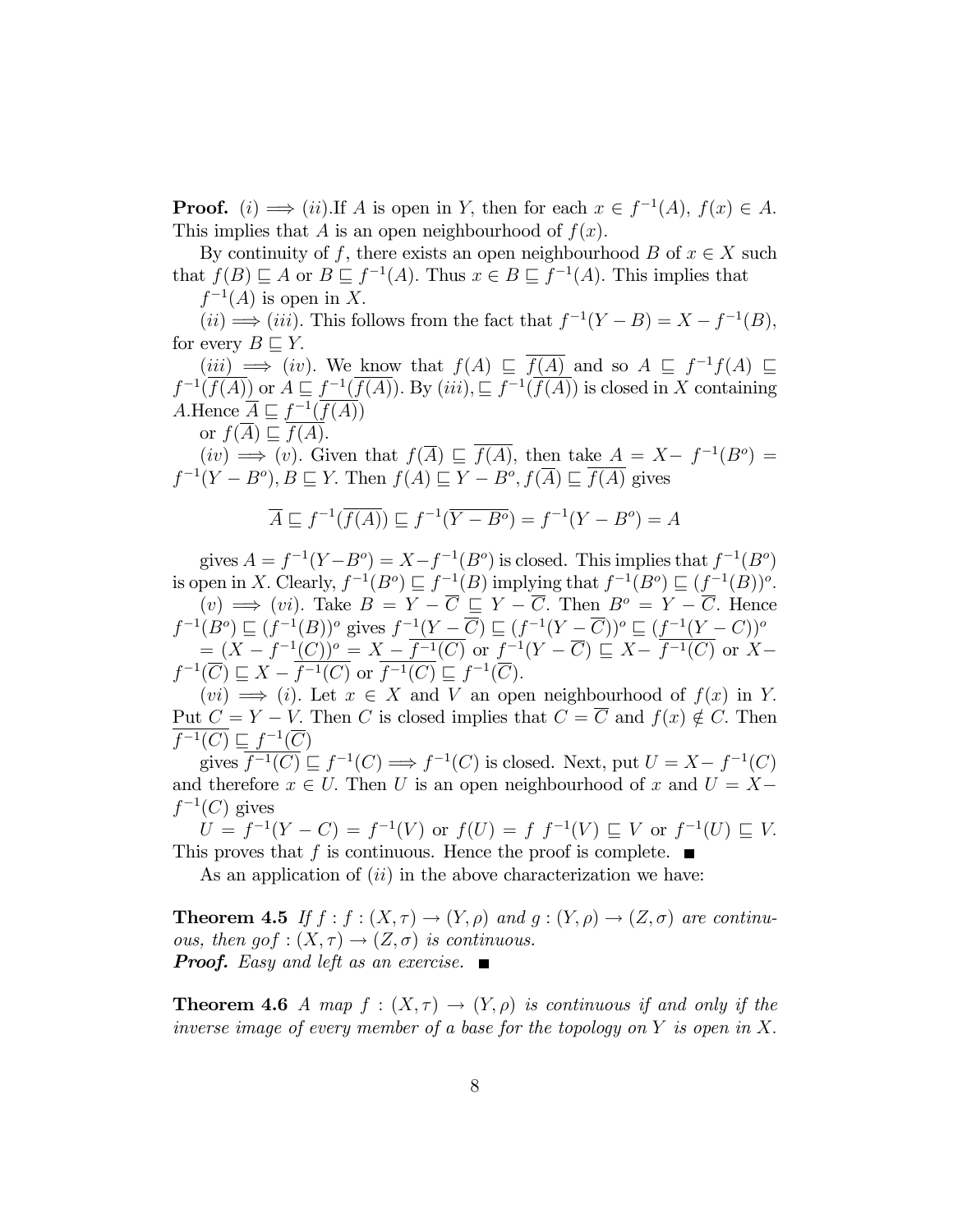**Proof.** $(i) \implies (ii)$.If $A$ is open in $Y$, then for each $x \in f^{-1}(A)$, $f(x) \in A$. This implies that $A$ is an open neighbourhood of $f(x)$.

By continuity of $f$, there exists an open neighbourhood $B$ of $x \in X$ such that $f(B) \sqsubseteq A$ or $B \sqsubseteq f^{-1}(A)$. Thus $x \in B \sqsubseteq f^{-1}(A)$. This implies that $f^{-1}(A)$ is open in $X$.

$(ii) \implies (iii)$. This follows from the fact that $f^{-1}(Y - B) = X - f^{-1}(B)$, for every $B \sqsubseteq Y$.

$(iii) \implies (iv)$. We know that $f(A) \sqsubseteq \overline{f(A)}$ and so $A \sqsubseteq f^{-1}f(A) \sqsubseteq f^{-1}(\overline{f(A)})$ or $A \sqsubseteq f^{-1}(\overline{f(A)})$. By $(iii), \sqsubseteq f^{-1}(\overline{f(A)})$ is closed in $X$ containing $A$.Hence $\overline{A} \sqsubseteq f^{-1}(\overline{f(A)})$ or $f(\overline{A}) \sqsubseteq \overline{f(A)}$.

$(iv) \implies (v)$. Given that $f(\overline{A}) \sqsubseteq \overline{f(A)}$, then take $A = X - f^{-1}(B^o) = f^{-1}(Y - B^o), B \sqsubseteq Y$. Then $f(A) \sqsubseteq Y - B^o, f(\overline{A}) \sqsubseteq \overline{f(A)}$ gives

$$\overline{A} \sqsubseteq f^{-1}(\overline{f(A)}) \sqsubseteq f^{-1}(\overline{Y - B^o}) = f^{-1}(Y - B^o) = A$$

gives $A = f^{-1}(Y - B^o) = X - f^{-1}(B^o)$ is closed. This implies that $f^{-1}(B^o)$ is open in $X$. Clearly, $f^{-1}(B^o) \sqsubseteq f^{-1}(B)$ implying that $f^{-1}(B^o) \sqsubseteq (f^{-1}(B))^o$.

$(v) \implies (vi)$. Take $B = Y - \overline{C} \sqsubseteq Y - \overline{C}$. Then $B^o = Y - \overline{C}$. Hence $f^{-1}(B^o) \sqsubseteq (f^{-1}(B))^o$ gives $f^{-1}(Y - \overline{C}) \sqsubseteq (f^{-1}(Y - \overline{C}))^o \sqsubseteq (\overline{f^{-1}(Y - C)})^o$ $= (X - \overline{f^{-1}(C)})^o = X - \overline{f^{-1}(C)}$ or $f^{-1}(Y - \overline{C}) \sqsubseteq X - \overline{f^{-1}(C)}$ or $X - f^{-1}(\overline{C}) \sqsubseteq X - \overline{f^{-1}(C)}$ or $\overline{f^{-1}(C)} \sqsubseteq f^{-1}(\overline{C})$.

$(vi) \implies (i)$. Let $x \in X$ and $V$ an open neighbourhood of $f(x)$ in $Y$. Put $C = Y - V$. Then $C$ is closed implies that $C = \overline{C}$ and $f(x) \notin C$. Then $\overline{f^{-1}(C)} \sqsubseteq f^{-1}(\overline{C})$ gives $\overline{f^{-1}(C)} \sqsubseteq f^{-1}(C) \implies f^{-1}(C)$ is closed. Next, put $U = X - f^{-1}(C)$ and therefore $x \in U$. Then $U$ is an open neighbourhood of $x$ and $U = X - f^{-1}(C)$ gives

$U = f^{-1}(Y - C) = f^{-1}(V)$ or $f(U) = f\ f^{-1}(V) \sqsubseteq V$ or $f^{-1}(U) \sqsubseteq V$. This proves that $f$ is continuous. Hence the proof is complete. ■

As an application of $(ii)$ in the above characterization we have:

**Theorem 4.5** *If $f : f : (X, \tau) \to (Y, \rho)$ and $g : (Y, \rho) \to (Z, \sigma)$ are continuous, then $gof : (X, \tau) \to (Z, \sigma)$ is continuous.*

***Proof.*** *Easy and left as an exercise.* ■

**Theorem 4.6** *A map $f : (X, \tau) \to (Y, \rho)$ is continuous if and only if the inverse image of every member of a base for the topology on $Y$ is open in $X$.*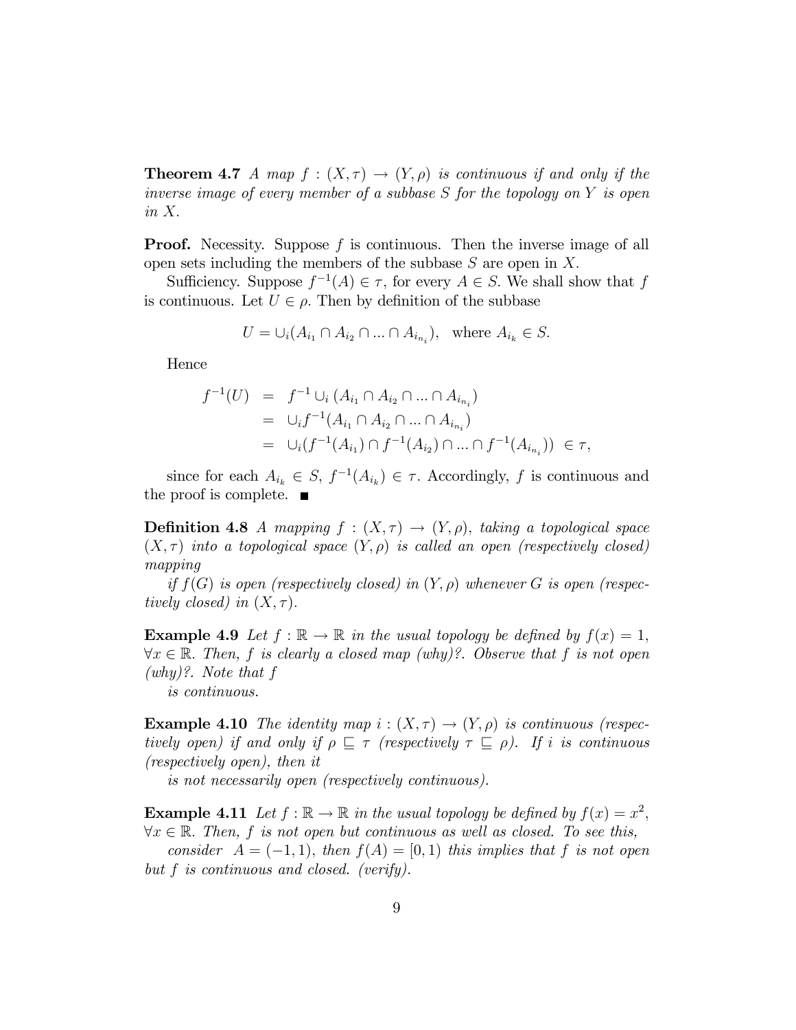**Theorem 4.7** *A map $f : (X, \tau) \to (Y, \rho)$ is continuous if and only if the inverse image of every member of a subbase $S$ for the topology on $Y$ is open in $X$.*

**Proof.** Necessity. Suppose $f$ is continuous. Then the inverse image of all open sets including the members of the subbase $S$ are open in $X$.

Sufficiency. Suppose $f^{-1}(A) \in \tau$, for every $A \in S$. We shall show that $f$ is continuous. Let $U \in \rho$. Then by definition of the subbase

$$U = \cup_i (A_{i_1} \cap A_{i_2} \cap ... \cap A_{i_{n_i}}), \quad \text{where } A_{i_k} \in S.$$

Hence

$$\begin{aligned}
f^{-1}(U) &= f^{-1} \cup_i (A_{i_1} \cap A_{i_2} \cap ... \cap A_{i_{n_i}}) \\
&= \cup_i f^{-1}(A_{i_1} \cap A_{i_2} \cap ... \cap A_{i_{n_i}}) \\
&= \cup_i (f^{-1}(A_{i_1}) \cap f^{-1}(A_{i_2}) \cap ... \cap f^{-1}(A_{i_{n_i}})) \ \in \tau,
\end{aligned}$$

since for each $A_{i_k} \in S$, $f^{-1}(A_{i_k}) \in \tau$. Accordingly, $f$ is continuous and the proof is complete. ■

**Definition 4.8** *A mapping $f : (X, \tau) \to (Y, \rho)$, taking a topological space $(X, \tau)$ into a topological space $(Y, \rho)$ is called an open (respectively closed) mapping*

*if $f(G)$ is open (respectively closed) in $(Y, \rho)$ whenever $G$ is open (respectively closed) in $(X, \tau)$.*

**Example 4.9** *Let $f : \mathbb{R} \to \mathbb{R}$ in the usual topology be defined by $f(x) = 1$, $\forall x \in \mathbb{R}$. Then, $f$ is clearly a closed map (why)?. Observe that $f$ is not open (why)?. Note that $f$*

*is continuous.*

**Example 4.10** *The identity map $i : (X, \tau) \to (Y, \rho)$ is continuous (respectively open) if and only if $\rho \sqsubseteq \tau$ (respectively $\tau \sqsubseteq \rho$). If $i$ is continuous (respectively open), then it*

*is not necessarily open (respectively continuous).*

**Example 4.11** *Let $f : \mathbb{R} \to \mathbb{R}$ in the usual topology be defined by $f(x) = x^2$, $\forall x \in \mathbb{R}$. Then, $f$ is not open but continuous as well as closed. To see this,*

*consider $A = (-1, 1)$, then $f(A) = [0, 1)$ this implies that $f$ is not open but $f$ is continuous and closed. (verify).*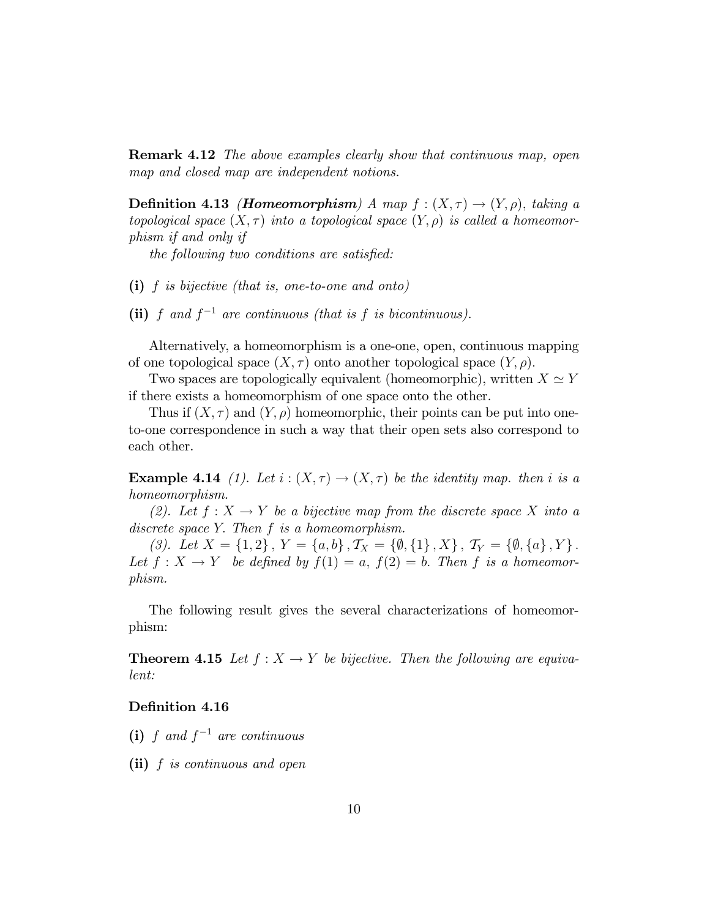**Remark 4.12** *The above examples clearly show that continuous map, open map and closed map are independent notions.*

**Definition 4.13** ***(Homeomorphism)*** *A map $f : (X, \tau) \to (Y, \rho)$, taking a topological space $(X, \tau)$ into a topological space $(Y, \rho)$ is called a homeomorphism if and only if*

*the following two conditions are satisfied:*

**(i)** *$f$ is bijective (that is, one-to-one and onto)*

**(ii)** *$f$ and $f^{-1}$ are continuous (that is $f$ is bicontinuous).*

Alternatively, a homeomorphism is a one-one, open, continuous mapping of one topological space $(X, \tau)$ onto another topological space $(Y, \rho)$.

Two spaces are topologically equivalent (homeomorphic), written $X \simeq Y$ if there exists a homeomorphism of one space onto the other.

Thus if $(X, \tau)$ and $(Y, \rho)$ homeomorphic, their points can be put into one-to-one correspondence in such a way that their open sets also correspond to each other.

**Example 4.14** *(1). Let $i : (X, \tau) \to (X, \tau)$ be the identity map. then $i$ is a homeomorphism.*

*(2). Let $f : X \to Y$ be a bijective map from the discrete space $X$ into a discrete space $Y$. Then $f$ is a homeomorphism.*

*(3). Let $X = \{1, 2\}$, $Y = \{a, b\}$, $\mathcal{T}_X = \{\emptyset, \{1\}, X\}$, $\mathcal{T}_Y = \{\emptyset, \{a\}, Y\}$. Let $f : X \to Y$ be defined by $f(1) = a$, $f(2) = b$. Then $f$ is a homeomorphism.*

The following result gives the several characterizations of homeomorphism:

**Theorem 4.15** *Let $f : X \to Y$ be bijective. Then the following are equivalent:*

**Definition 4.16**

**(i)** *$f$ and $f^{-1}$ are continuous*

**(ii)** *$f$ is continuous and open*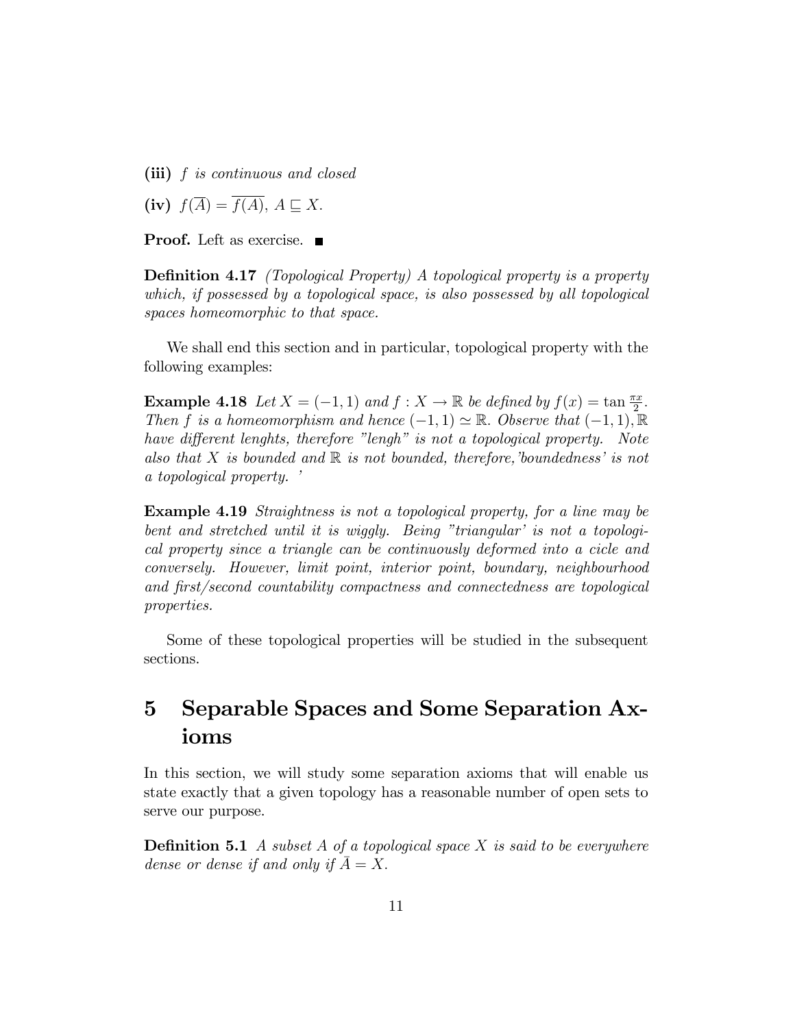**(iii)** *$f$ is continuous and closed*

**(iv)** $f(\overline{A}) = \overline{f(A)}$, $A \sqsubseteq X$.

**Proof.** Left as exercise. ■

**Definition 4.17** *(Topological Property) A topological property is a property which, if possessed by a topological space, is also possessed by all topological spaces homeomorphic to that space.*

We shall end this section and in particular, topological property with the following examples:

**Example 4.18** *Let $X = (-1, 1)$ and $f : X \to \mathbb{R}$ be defined by $f(x) = \tan \frac{\pi x}{2}$. Then $f$ is a homeomorphism and hence $(-1, 1) \simeq \mathbb{R}$. Observe that $(-1, 1), \mathbb{R}$ have different lenghts, therefore "lengh" is not a topological property. Note also that $X$ is bounded and $\mathbb{R}$ is not bounded, therefore,'boundedness' is not a topological property. '*

**Example 4.19** *Straightness is not a topological property, for a line may be bent and stretched until it is wiggly. Being "triangular' is not a topological property since a triangle can be continuously deformed into a cicle and conversely. However, limit point, interior point, boundary, neighbourhood and first/second countability compactness and connectedness are topological properties.*

Some of these topological properties will be studied in the subsequent sections.

# 5 Separable Spaces and Some Separation Axioms

In this section, we will study some separation axioms that will enable us state exactly that a given topology has a reasonable number of open sets to serve our purpose.

**Definition 5.1** *A subset $A$ of a topological space $X$ is said to be everywhere dense or dense if and only if $\bar{A} = X$.*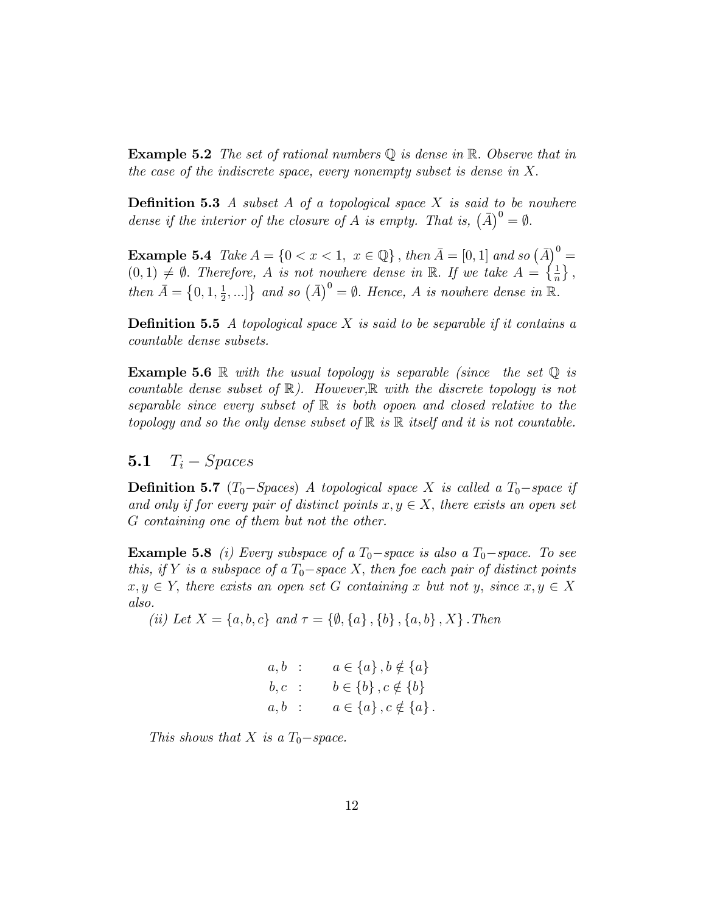**Example 5.2** *The set of rational numbers $\mathbb{Q}$ is dense in $\mathbb{R}$. Observe that in the case of the indiscrete space, every nonempty subset is dense in $X$.*

**Definition 5.3** *A subset $A$ of a topological space $X$ is said to be nowhere dense if the interior of the closure of $A$ is empty. That is, $\left(\bar{A}\right)^0 = \emptyset$.*

**Example 5.4** *Take $A = \{0 < x < 1,\ x \in \mathbb{Q}\}$, then $\bar{A} = [0, 1]$ and so $\left(\bar{A}\right)^0 = (0, 1) \neq \emptyset$. Therefore, $A$ is not nowhere dense in $\mathbb{R}$. If we take $A = \left\{\frac{1}{n}\right\}$, then $\bar{A} = \left\{0, 1, \frac{1}{2}, ...]\right\}$ and so $\left(\bar{A}\right)^0 = \emptyset$. Hence, $A$ is nowhere dense in $\mathbb{R}$.*

**Definition 5.5** *A topological space $X$ is said to be separable if it contains a countable dense subsets.*

**Example 5.6** *$\mathbb{R}$ with the usual topology is separable (since the set $\mathbb{Q}$ is countable dense subset of $\mathbb{R}$). However,$\mathbb{R}$ with the discrete topology is not separable since every subset of $\mathbb{R}$ is both opoen and closed relative to the topology and so the only dense subset of $\mathbb{R}$ is $\mathbb{R}$ itself and it is not countable.*

## 5.1 $T_i - Spaces$

**Definition 5.7** ($T_0-$*Spaces*) *A topological space $X$ is called a $T_0-$space if and only if for every pair of distinct points $x, y \in X$, there exists an open set $G$ containing one of them but not the other.*

**Example 5.8** *(i) Every subspace of a $T_0-$space is also a $T_0-$space. To see this, if $Y$ is a subspace of a $T_0-$space $X$, then foe each pair of distinct points $x, y \in Y$, there exists an open set $G$ containing $x$ but not $y$, since $x, y \in X$ also.*

*(ii) Let $X = \{a, b, c\}$ and $\tau = \{\emptyset, \{a\}, \{b\}, \{a, b\}, X\}$. Then*

$$
\begin{aligned}
a, b &: \quad a \in \{a\}, b \notin \{a\} \\
b, c &: \quad b \in \{b\}, c \notin \{b\} \\
a, b &: \quad a \in \{a\}, c \notin \{a\}.
\end{aligned}
$$

*This shows that $X$ is a $T_0-$space.*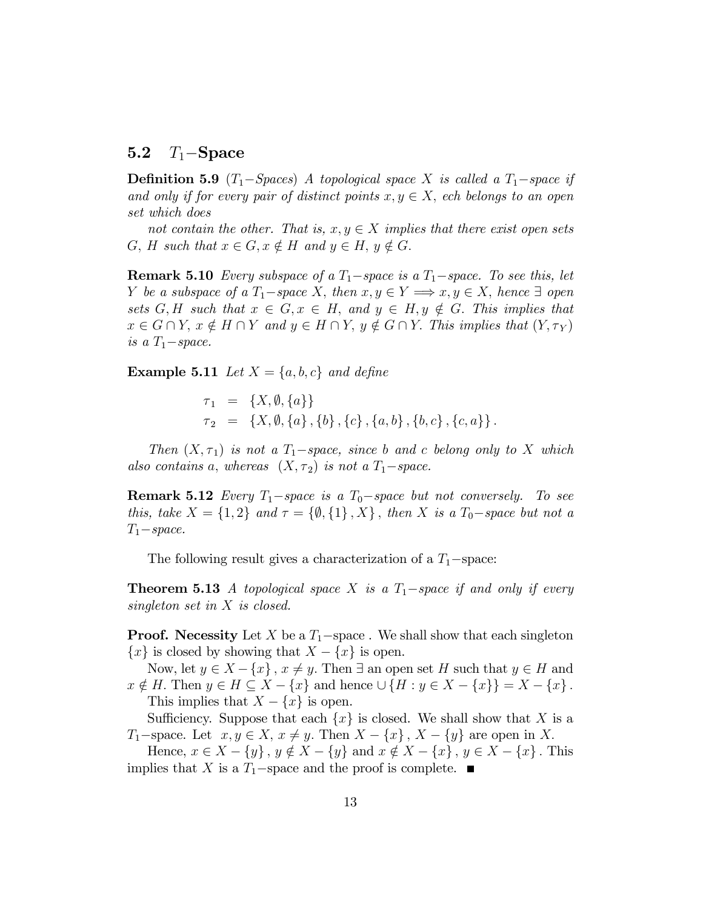## 5.2 $T_1-$Space

**Definition 5.9** *($T_1-$Spaces) A topological space $X$ is called a $T_1-$space if and only if for every pair of distinct points $x, y \in X$, ech belongs to an open set which does*

*not contain the other. That is, $x, y \in X$ implies that there exist open sets $G$, $H$ such that $x \in G, x \notin H$ and $y \in H$, $y \notin G$.*

**Remark 5.10** *Every subspace of a $T_1-$space is a $T_1-$space. To see this, let $Y$ be a subspace of a $T_1-$space $X$, then $x, y \in Y \Longrightarrow x, y \in X$, hence $\exists$ open sets $G, H$ such that $x \in G, x \in H$, and $y \in H, y \notin G$. This implies that $x \in G \cap Y$, $x \notin H \cap Y$ and $y \in H \cap Y$, $y \notin G \cap Y$. This implies that $(Y, \tau_Y)$ is a $T_1-$space.*

**Example 5.11** *Let $X = \{a, b, c\}$ and define*

$$
\begin{aligned}
\tau_1 &= \{X, \emptyset, \{a\}\} \\
\tau_2 &= \{X, \emptyset, \{a\}, \{b\}, \{c\}, \{a, b\}, \{b, c\}, \{c, a\}\}.
\end{aligned}
$$

*Then $(X, \tau_1)$ is not a $T_1-$space, since $b$ and $c$ belong only to $X$ which also contains $a$, whereas $(X, \tau_2)$ is not a $T_1-$space.*

**Remark 5.12** *Every $T_1-$space is a $T_0-$space but not conversely. To see this, take $X = \{1, 2\}$ and $\tau = \{\emptyset, \{1\}, X\}$, then $X$ is a $T_0-$space but not a $T_1-$space.*

The following result gives a characterization of a $T_1-$space:

**Theorem 5.13** *A topological space $X$ is a $T_1-$space if and only if every singleton set in $X$ is closed.*

**Proof. Necessity** Let $X$ be a $T_1-$space . We shall show that each singleton $\{x\}$ is closed by showing that $X - \{x\}$ is open.

Now, let $y \in X - \{x\}$ , $x \neq y$. Then $\exists$ an open set $H$ such that $y \in H$ and $x \notin H$. Then $y \in H \subseteq X - \{x\}$ and hence $\cup \{H : y \in X - \{x\}\} = X - \{x\}$.

This implies that $X - \{x\}$ is open.

Sufficiency. Suppose that each $\{x\}$ is closed. We shall show that $X$ is a $T_1-$space. Let $x, y \in X$, $x \neq y$. Then $X - \{x\}$ , $X - \{y\}$ are open in $X$.

Hence, $x \in X - \{y\}$ , $y \notin X - \{y\}$ and $x \notin X - \{x\}$ , $y \in X - \{x\}$ . This implies that $X$ is a $T_1-$space and the proof is complete. ■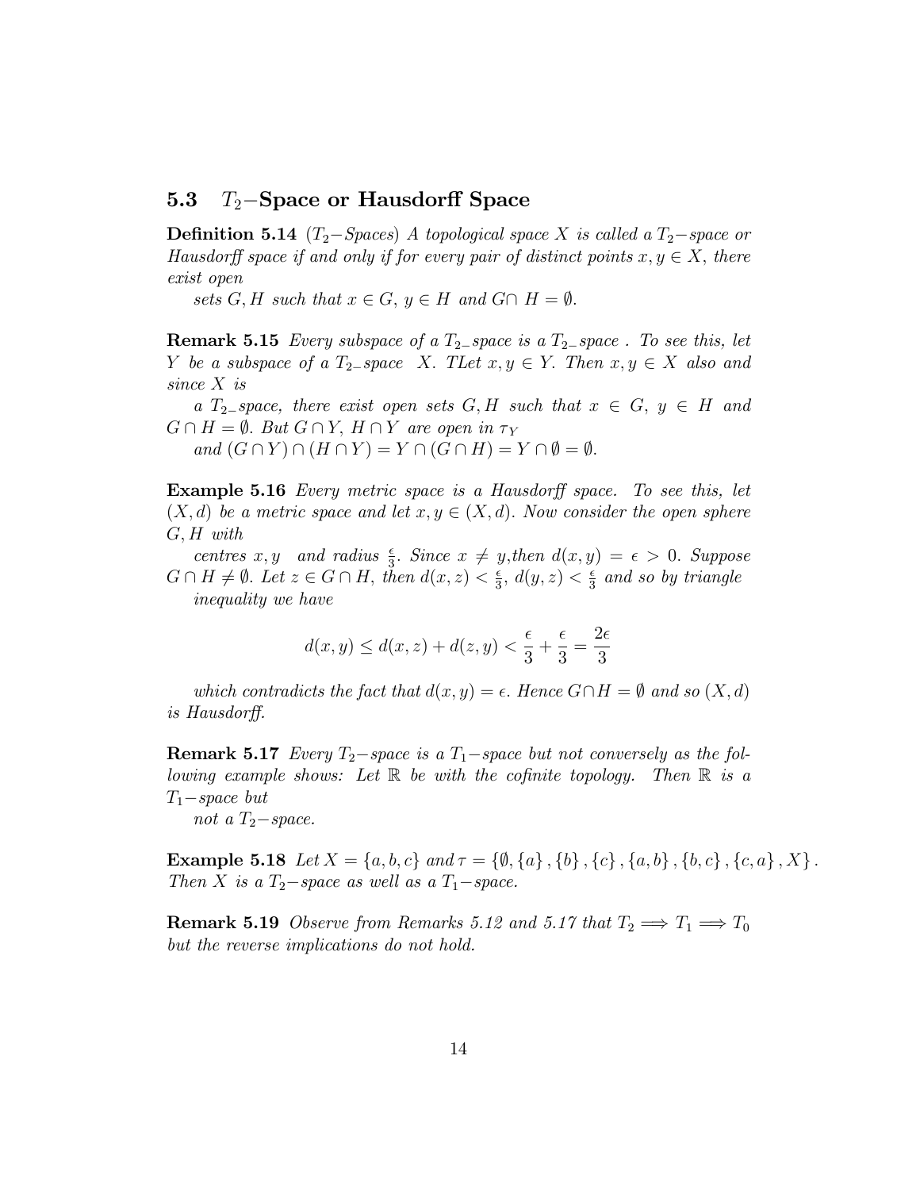## 5.3 $T_2-$Space or Hausdorff Space

**Definition 5.14** *($T_2-$Spaces) A topological space $X$ is called a $T_2-$space or Hausdorff space if and only if for every pair of distinct points $x, y \in X$, there exist open*

*sets $G, H$ such that $x \in G$, $y \in H$ and $G \cap H = \emptyset$.*

**Remark 5.15** *Every subspace of a $T_{2-}$space is a $T_{2-}$space . To see this, let $Y$ be a subspace of a $T_{2-}$space $X$. TLet $x, y \in Y$. Then $x, y \in X$ also and since $X$ is*

*a $T_{2-}$space, there exist open sets $G, H$ such that $x \in G$, $y \in H$ and $G \cap H = \emptyset$. But $G \cap Y$, $H \cap Y$ are open in $\tau_Y$*

*and $(G \cap Y) \cap (H \cap Y) = Y \cap (G \cap H) = Y \cap \emptyset = \emptyset$.*

**Example 5.16** *Every metric space is a Hausdorff space. To see this, let $(X, d)$ be a metric space and let $x, y \in (X, d)$. Now consider the open sphere $G, H$ with*

*centres $x, y$ and radius $\frac{\epsilon}{3}$. Since $x \neq y$,then $d(x, y) = \epsilon > 0$. Suppose $G \cap H \neq \emptyset$. Let $z \in G \cap H$, then $d(x, z) < \frac{\epsilon}{3}$, $d(y, z) < \frac{\epsilon}{3}$ and so by triangle*

*inequality we have*

$$d(x, y) \leq d(x, z) + d(z, y) < \frac{\epsilon}{3} + \frac{\epsilon}{3} = \frac{2\epsilon}{3}$$

*which contradicts the fact that $d(x, y) = \epsilon$. Hence $G \cap H = \emptyset$ and so $(X, d)$ is Hausdorff.*

**Remark 5.17** *Every $T_2-$space is a $T_1-$space but not conversely as the following example shows: Let $\mathbb{R}$ be with the cofinite topology. Then $\mathbb{R}$ is a $T_1-$space but*

*not a $T_2-$space.*

**Example 5.18** *Let $X = \{a, b, c\}$ and $\tau = \{\emptyset, \{a\}, \{b\}, \{c\}, \{a, b\}, \{b, c\}, \{c, a\}, X\}$. Then $X$ is a $T_2-$space as well as a $T_1-$space.*

**Remark 5.19** *Observe from Remarks 5.12 and 5.17 that $T_2 \Longrightarrow T_1 \Longrightarrow T_0$ but the reverse implications do not hold.*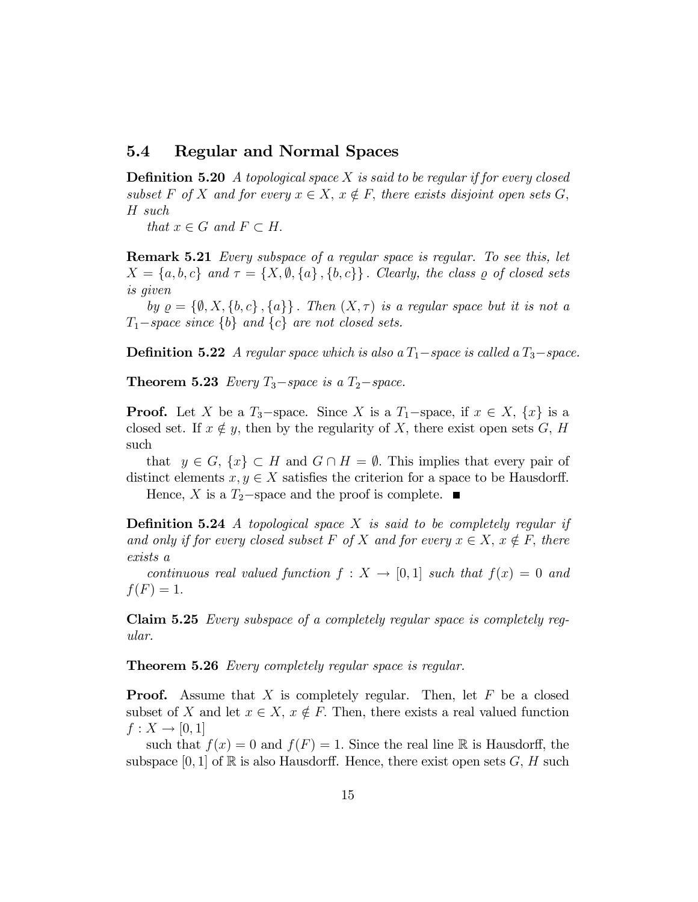## 5.4 Regular and Normal Spaces

**Definition 5.20** *A topological space $X$ is said to be regular if for every closed subset $F$ of $X$ and for every $x \in X$, $x \notin F$, there exists disjoint open sets $G$, $H$ such that $x \in G$ and $F \subset H$.*

**Remark 5.21** *Every subspace of a regular space is regular. To see this, let $X = \{a, b, c\}$ and $\tau = \{X, \emptyset, \{a\}, \{b, c\}\}$. Clearly, the class $\varrho$ of closed sets is given by $\varrho = \{\emptyset, X, \{b, c\}, \{a\}\}$. Then $(X, \tau)$ is a regular space but it is not a $T_1-$space since $\{b\}$ and $\{c\}$ are not closed sets.*

**Definition 5.22** *A regular space which is also a $T_1-$space is called a $T_3-$space.*

**Theorem 5.23** *Every $T_3-$space is a $T_2-$space.*

**Proof.** Let $X$ be a $T_3-$space. Since $X$ is a $T_1-$space, if $x \in X$, $\{x\}$ is a closed set. If $x \notin y$, then by the regularity of $X$, there exist open sets $G$, $H$ such that $y \in G$, $\{x\} \subset H$ and $G \cap H = \emptyset$. This implies that every pair of distinct elements $x, y \in X$ satisfies the criterion for a space to be Hausdorff. Hence, $X$ is a $T_2-$space and the proof is complete. ∎

**Definition 5.24** *A topological space $X$ is said to be completely regular if and only if for every closed subset $F$ of $X$ and for every $x \in X$, $x \notin F$, there exists a continuous real valued function $f : X \to [0, 1]$ such that $f(x) = 0$ and $f(F) = 1$.*

**Claim 5.25** *Every subspace of a completely regular space is completely regular.*

**Theorem 5.26** *Every completely regular space is regular.*

**Proof.** Assume that $X$ is completely regular. Then, let $F$ be a closed subset of $X$ and let $x \in X$, $x \notin F$. Then, there exists a real valued function $f : X \to [0, 1]$ such that $f(x) = 0$ and $f(F) = 1$. Since the real line $\mathbb{R}$ is Hausdorff, the subspace $[0, 1]$ of $\mathbb{R}$ is also Hausdorff. Hence, there exist open sets $G$, $H$ such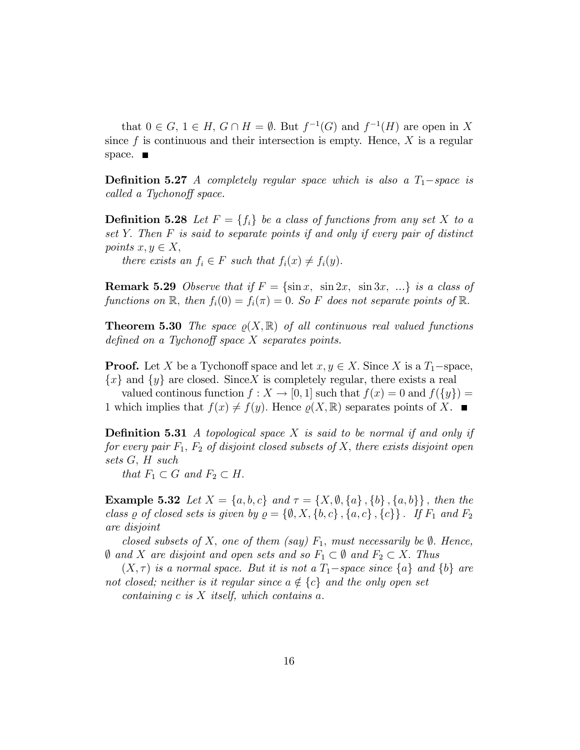that $0 \in G$, $1 \in H$, $G \cap H = \emptyset$. But $f^{-1}(G)$ and $f^{-1}(H)$ are open in $X$ since $f$ is continuous and their intersection is empty. Hence, $X$ is a regular space. ∎

**Definition 5.27** *A completely regular space which is also a $T_1-$space is called a Tychonoff space.*

**Definition 5.28** *Let $F = \{f_i\}$ be a class of functions from any set $X$ to a set $Y$. Then $F$ is said to separate points if and only if every pair of distinct points $x, y \in X$,*

*there exists an $f_i \in F$ such that $f_i(x) \neq f_i(y)$.*

**Remark 5.29** *Observe that if $F = \{\sin x,\ \sin 2x,\ \sin 3x,\ ...\}$ is a class of functions on $\mathbb{R}$, then $f_i(0) = f_i(\pi) = 0$. So $F$ does not separate points of $\mathbb{R}$.*

**Theorem 5.30** *The space $\varrho(X, \mathbb{R})$ of all continuous real valued functions defined on a Tychonoff space $X$ separates points.*

**Proof.** Let $X$ be a Tychonoff space and let $x, y \in X$. Since $X$ is a $T_1-$space, $\{x\}$ and $\{y\}$ are closed. Since$X$ is completely regular, there exists a real

valued continous function $f : X \to [0, 1]$ such that $f(x) = 0$ and $f(\{y\}) = 1$ which implies that $f(x) \neq f(y)$. Hence $\varrho(X, \mathbb{R})$ separates points of $X$. ∎

**Definition 5.31** *A topological space $X$ is said to be normal if and only if for every pair $F_1$, $F_2$ of disjoint closed subsets of $X$, there exists disjoint open sets $G$, $H$ such*

*that $F_1 \subset G$ and $F_2 \subset H$.*

**Example 5.32** *Let $X = \{a, b, c\}$ and $\tau = \{X, \emptyset, \{a\}, \{b\}, \{a, b\}\}$, then the class $\varrho$ of closed sets is given by $\varrho = \{\emptyset, X, \{b, c\}, \{a, c\}, \{c\}\}$. If $F_1$ and $F_2$ are disjoint*

*closed subsets of $X$, one of them (say) $F_1$, must necessarily be $\emptyset$. Hence, $\emptyset$ and $X$ are disjoint and open sets and so $F_1 \subset \emptyset$ and $F_2 \subset X$. Thus*

*$(X, \tau)$ is a normal space. But it is not a $T_1-$space since $\{a\}$ and $\{b\}$ are not closed; neither is it regular since $a \notin \{c\}$ and the only open set*

*containing $c$ is $X$ itself, which contains $a$.*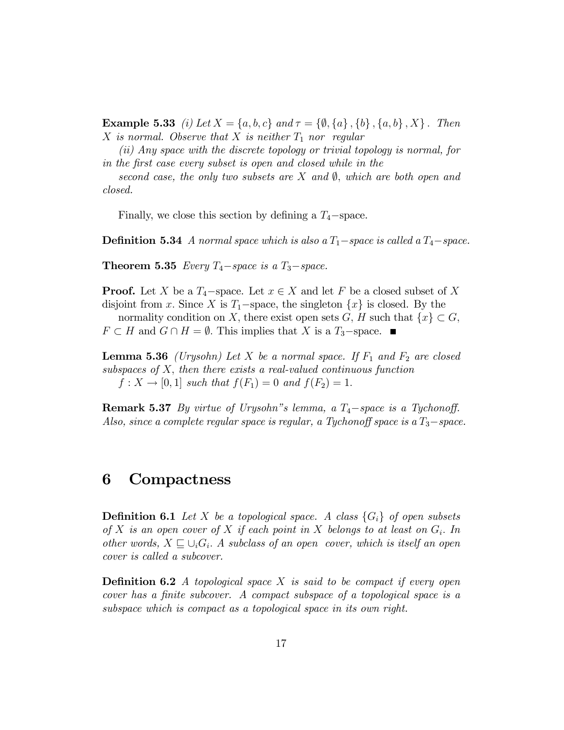**Example 5.33** *(i) Let $X = \{a, b, c\}$ and $\tau = \{\emptyset, \{a\}, \{b\}, \{a, b\}, X\}$. Then $X$ is normal. Observe that $X$ is neither $T_1$ nor regular*

*(ii) Any space with the discrete topology or trivial topology is normal, for in the first case every subset is open and closed while in the second case, the only two subsets are $X$ and $\emptyset$, which are both open and closed.*

Finally, we close this section by defining a $T_4-$space.

**Definition 5.34** *A normal space which is also a $T_1-$space is called a $T_4-$space.*

**Theorem 5.35** *Every $T_4-$space is a $T_3-$space.*

**Proof.** Let $X$ be a $T_4-$space. Let $x \in X$ and let $F$ be a closed subset of $X$ disjoint from $x$. Since $X$ is $T_1-$space, the singleton $\{x\}$ is closed. By the normality condition on $X$, there exist open sets $G$, $H$ such that $\{x\} \subset G$, $F \subset H$ and $G \cap H = \emptyset$. This implies that $X$ is a $T_3-$space. ■

**Lemma 5.36** *(Urysohn) Let $X$ be a normal space. If $F_1$ and $F_2$ are closed subspaces of $X$, then there exists a real-valued continuous function $f : X \to [0, 1]$ such that $f(F_1) = 0$ and $f(F_2) = 1$.*

**Remark 5.37** *By virtue of Urysohn"s lemma, a $T_4-$space is a Tychonoff. Also, since a complete regular space is regular, a Tychonoff space is a $T_3-$space.*

# 6 Compactness

**Definition 6.1** *Let $X$ be a topological space. A class $\{G_i\}$ of open subsets of $X$ is an open cover of $X$ if each point in $X$ belongs to at least on $G_i$. In other words, $X \sqsubseteq \cup_i G_i$. A subclass of an open cover, which is itself an open cover is called a subcover.*

**Definition 6.2** *A topological space $X$ is said to be compact if every open cover has a finite subcover. A compact subspace of a topological space is a subspace which is compact as a topological space in its own right.*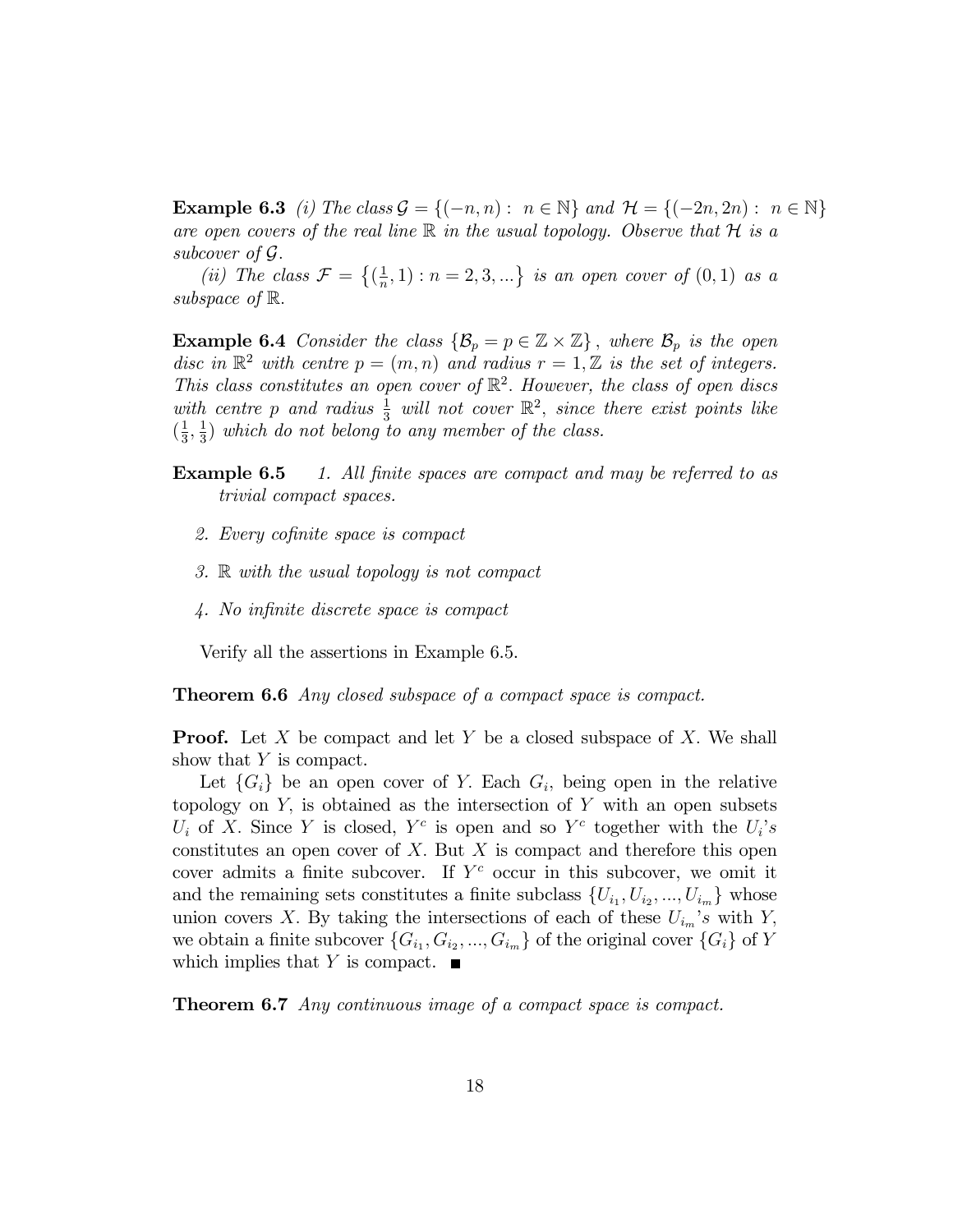**Example 6.3** *(i) The class* $\mathcal{G} = \{(-n, n) : n \in \mathbb{N}\}$ *and* $\mathcal{H} = \{(-2n, 2n) : n \in \mathbb{N}\}$ *are open covers of the real line* $\mathbb{R}$ *in the usual topology. Observe that* $\mathcal{H}$ *is a subcover of* $\mathcal{G}$*.*

*(ii) The class* $\mathcal{F} = \left\{(\frac{1}{n}, 1) : n = 2, 3, ...\right\}$ *is an open cover of* $(0, 1)$ *as a subspace of* $\mathbb{R}$*.*

**Example 6.4** *Consider the class* $\{\mathcal{B}_p = p \in \mathbb{Z} \times \mathbb{Z}\}$*, where* $\mathcal{B}_p$ *is the open disc in* $\mathbb{R}^2$ *with centre* $p = (m, n)$ *and radius* $r = 1, \mathbb{Z}$ *is the set of integers. This class constitutes an open cover of* $\mathbb{R}^2$*. However, the class of open discs with centre* $p$ *and radius* $\frac{1}{3}$ *will not cover* $\mathbb{R}^2$*, since there exist points like* $(\frac{1}{3}, \frac{1}{3})$ *which do not belong to any member of the class.*

**Example 6.5**

1. *All finite spaces are compact and may be referred to as trivial compact spaces.*
2. *Every cofinite space is compact*
3. $\mathbb{R}$ *with the usual topology is not compact*
4. *No infinite discrete space is compact*

Verify all the assertions in Example 6.5.

**Theorem 6.6** *Any closed subspace of a compact space is compact.*

**Proof.** Let $X$ be compact and let $Y$ be a closed subspace of $X$. We shall show that $Y$ is compact.

Let $\{G_i\}$ be an open cover of $Y$. Each $G_i$, being open in the relative topology on $Y$, is obtained as the intersection of $Y$ with an open subsets $U_i$ of $X$. Since $Y$ is closed, $Y^c$ is open and so $Y^c$ together with the $U_i$'s constitutes an open cover of $X$. But $X$ is compact and therefore this open cover admits a finite subcover. If $Y^c$ occur in this subcover, we omit it and the remaining sets constitutes a finite subclass $\{U_{i_1}, U_{i_2}, ..., U_{i_m}\}$ whose union covers $X$. By taking the intersections of each of these $U_{i_m}$'s with $Y$, we obtain a finite subcover $\{G_{i_1}, G_{i_2}, ..., G_{i_m}\}$ of the original cover $\{G_i\}$ of $Y$ which implies that $Y$ is compact. ∎

**Theorem 6.7** *Any continuous image of a compact space is compact.*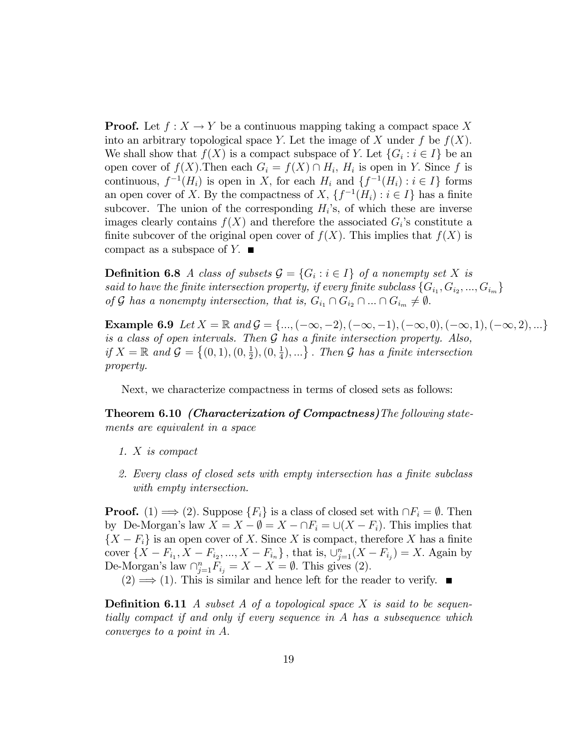**Proof.** Let $f : X \to Y$ be a continuous mapping taking a compact space $X$ into an arbitrary topological space $Y$. Let the image of $X$ under $f$ be $f(X)$. We shall show that $f(X)$ is a compact subspace of $Y$. Let $\{G_i : i \in I\}$ be an open cover of $f(X)$.Then each $G_i = f(X) \cap H_i$, $H_i$ is open in $Y$. Since $f$ is continuous, $f^{-1}(H_i)$ is open in $X$, for each $H_i$ and $\{f^{-1}(H_i) : i \in I\}$ forms an open cover of $X$. By the compactness of $X$, $\{f^{-1}(H_i) : i \in I\}$ has a finite subcover. The union of the corresponding $H_i$'s, of which these are inverse images clearly contains $f(X)$ and therefore the associated $G_i$'s constitute a finite subcover of the original open cover of $f(X)$. This implies that $f(X)$ is compact as a subspace of $Y$. ■

**Definition 6.8** *A class of subsets $\mathcal{G} = \{G_i : i \in I\}$ of a nonempty set $X$ is said to have the finite intersection property, if every finite subclass $\{G_{i_1}, G_{i_2}, ..., G_{i_m}\}$ of $\mathcal{G}$ has a nonempty intersection, that is, $G_{i_1} \cap G_{i_2} \cap ... \cap G_{i_m} \neq \emptyset$.*

**Example 6.9** *Let $X = \mathbb{R}$ and $\mathcal{G} = \{..., (-\infty, -2), (-\infty, -1), (-\infty, 0), (-\infty, 1), (-\infty, 2), ...\}$ is a class of open intervals. Then $\mathcal{G}$ has a finite intersection property. Also, if $X = \mathbb{R}$ and $\mathcal{G} = \left\{(0, 1), (0, \frac{1}{2}), (0, \frac{1}{4}), ...\right\}$. Then $\mathcal{G}$ has a finite intersection property.*

Next, we characterize compactness in terms of closed sets as follows:

**Theorem 6.10** ***(Characterization of Compactness)*** *The following statements are equivalent in a space*

1. *$X$ is compact*
2. *Every class of closed sets with empty intersection has a finite subclass with empty intersection.*

**Proof.** (1) $\Longrightarrow$ (2). Suppose $\{F_i\}$ is a class of closed set with $\cap F_i = \emptyset$. Then by De-Morgan's law $X = X - \emptyset = X - \cap F_i = \cup(X - F_i)$. This implies that $\{X - F_i\}$ is an open cover of $X$. Since $X$ is compact, therefore $X$ has a finite cover $\{X - F_{i_1}, X - F_{i_2}, ..., X - F_{i_n}\}$, that is, $\cup_{j=1}^{n}(X - F_{i_j}) = X$. Again by De-Morgan's law $\cap_{j=1}^{n} F_{i_j} = X - X = \emptyset$. This gives (2).

(2) $\Longrightarrow$ (1). This is similar and hence left for the reader to verify. ■

**Definition 6.11** *A subset $A$ of a topological space $X$ is said to be sequentially compact if and only if every sequence in $A$ has a subsequence which converges to a point in $A$.*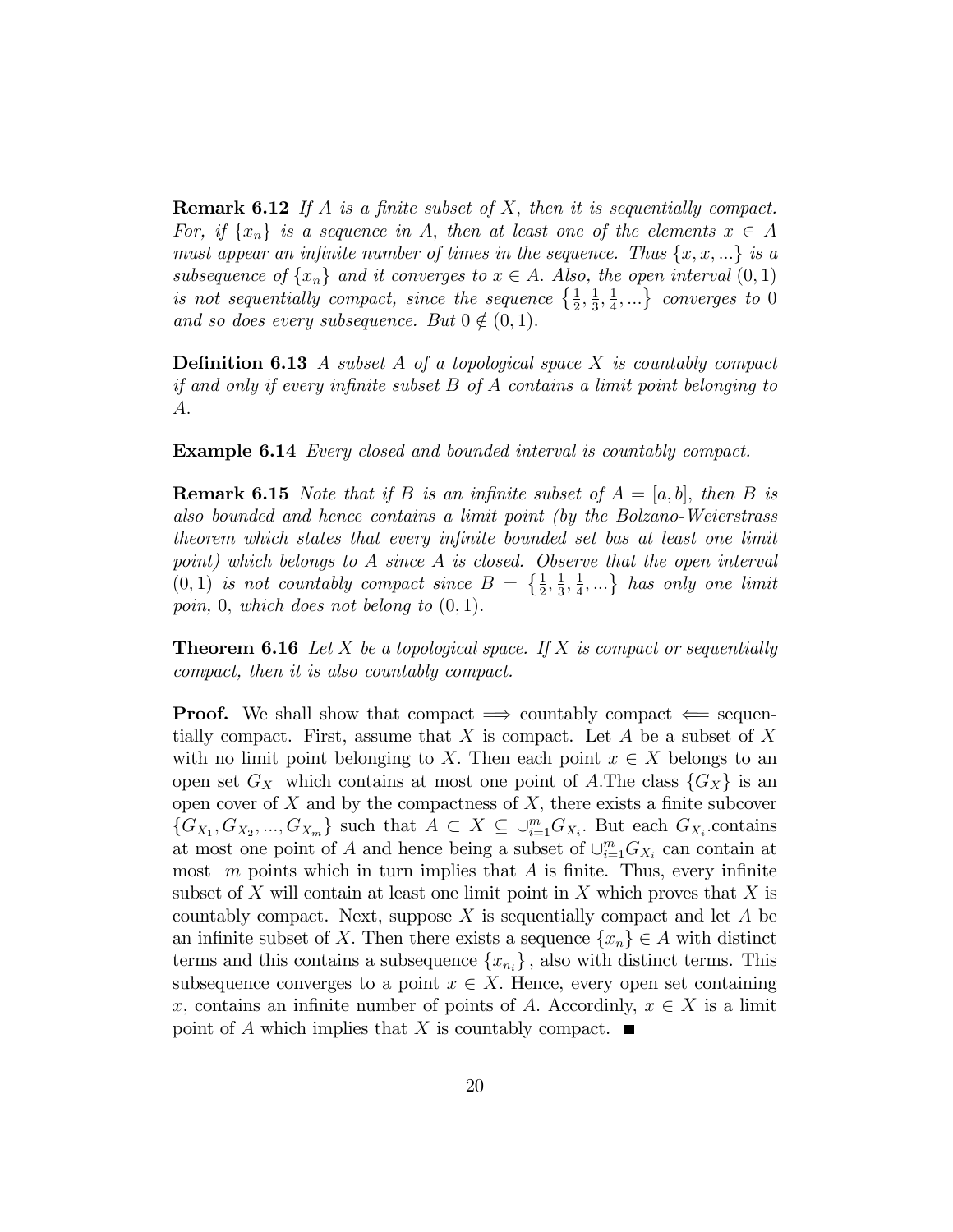**Remark 6.12** *If $A$ is a finite subset of $X$, then it is sequentially compact. For, if $\{x_n\}$ is a sequence in $A$, then at least one of the elements $x \in A$ must appear an infinite number of times in the sequence. Thus $\{x, x, ...\}$ is a subsequence of $\{x_n\}$ and it converges to $x \in A$. Also, the open interval $(0, 1)$ is not sequentially compact, since the sequence $\left\{\frac{1}{2}, \frac{1}{3}, \frac{1}{4}, ...\right\}$ converges to $0$ and so does every subsequence. But $0 \notin (0, 1)$.*

**Definition 6.13** *A subset $A$ of a topological space $X$ is countably compact if and only if every infinite subset $B$ of $A$ contains a limit point belonging to $A$.*

**Example 6.14** *Every closed and bounded interval is countably compact.*

**Remark 6.15** *Note that if $B$ is an infinite subset of $A = [a, b]$, then $B$ is also bounded and hence contains a limit point (by the Bolzano-Weierstrass theorem which states that every infinite bounded set bas at least one limit point) which belongs to $A$ since $A$ is closed. Observe that the open interval $(0, 1)$ is not countably compact since $B = \left\{\frac{1}{2}, \frac{1}{3}, \frac{1}{4}, ...\right\}$ has only one limit poin, $0$, which does not belong to $(0, 1)$.*

**Theorem 6.16** *Let $X$ be a topological space. If $X$ is compact or sequentially compact, then it is also countably compact.*

**Proof.** We shall show that compact $\Longrightarrow$ countably compact $\Longleftarrow$ sequentially compact. First, assume that $X$ is compact. Let $A$ be a subset of $X$ with no limit point belonging to $X$. Then each point $x \in X$ belongs to an open set $G_X$ which contains at most one point of $A$.The class $\{G_X\}$ is an open cover of $X$ and by the compactness of $X$, there exists a finite subcover $\{G_{X_1}, G_{X_2}, ..., G_{X_m}\}$ such that $A \subset X \subseteq \cup_{i=1}^{m} G_{X_i}$. But each $G_{X_i}$.contains at most one point of $A$ and hence being a subset of $\cup_{i=1}^{m} G_{X_i}$ can contain at most $m$ points which in turn implies that $A$ is finite. Thus, every infinite subset of $X$ will contain at least one limit point in $X$ which proves that $X$ is countably compact. Next, suppose $X$ is sequentially compact and let $A$ be an infinite subset of $X$. Then there exists a sequence $\{x_n\} \in A$ with distinct terms and this contains a subsequence $\{x_{n_i}\}$, also with distinct terms. This subsequence converges to a point $x \in X$. Hence, every open set containing $x$, contains an infinite number of points of $A$. Accordinly, $x \in X$ is a limit point of $A$ which implies that $X$ is countably compact. ■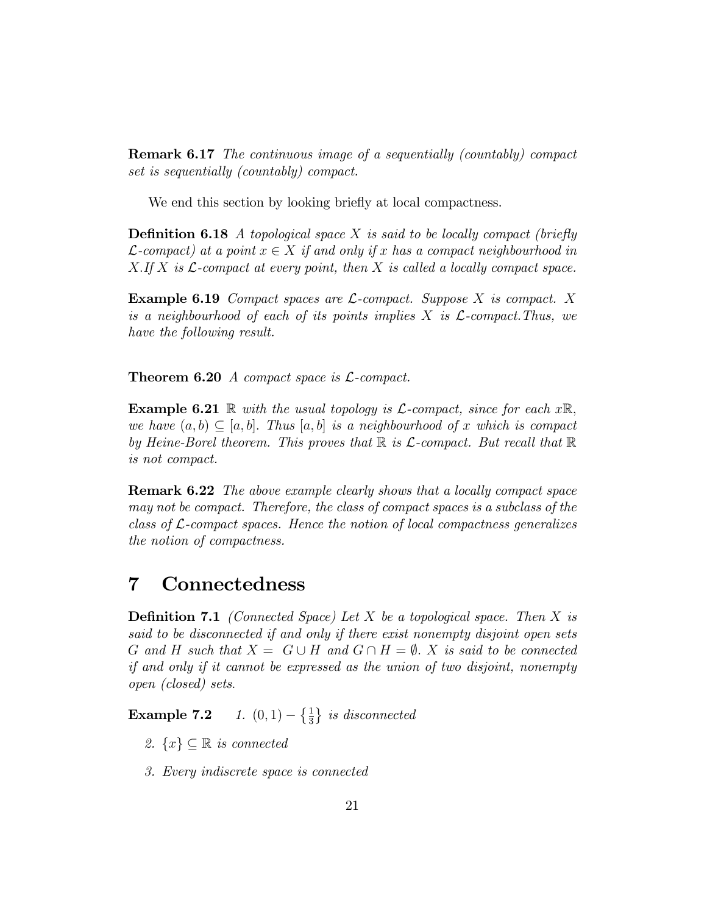**Remark 6.17** *The continuous image of a sequentially (countably) compact set is sequentially (countably) compact.*

We end this section by looking briefly at local compactness.

**Definition 6.18** *A topological space $X$ is said to be locally compact (briefly $\mathcal{L}$-compact) at a point $x \in X$ if and only if $x$ has a compact neighbourhood in $X$.If $X$ is $\mathcal{L}$-compact at every point, then $X$ is called a locally compact space.*

**Example 6.19** *Compact spaces are $\mathcal{L}$-compact. Suppose $X$ is compact. $X$ is a neighbourhood of each of its points implies $X$ is $\mathcal{L}$-compact.Thus, we have the following result.*

**Theorem 6.20** *A compact space is $\mathcal{L}$-compact.*

**Example 6.21** *$\mathbb{R}$ with the usual topology is $\mathcal{L}$-compact, since for each $x\mathbb{R}$, we have $(a, b) \subseteq [a, b]$. Thus $[a, b]$ is a neighbourhood of $x$ which is compact by Heine-Borel theorem. This proves that $\mathbb{R}$ is $\mathcal{L}$-compact. But recall that $\mathbb{R}$ is not compact.*

**Remark 6.22** *The above example clearly shows that a locally compact space may not be compact. Therefore, the class of compact spaces is a subclass of the class of $\mathcal{L}$-compact spaces. Hence the notion of local compactness generalizes the notion of compactness.*

# 7 Connectedness

**Definition 7.1** *(Connected Space) Let $X$ be a topological space. Then $X$ is said to be disconnected if and only if there exist nonempty disjoint open sets $G$ and $H$ such that $X = G \cup H$ and $G \cap H = \emptyset$. $X$ is said to be connected if and only if it cannot be expressed as the union of two disjoint, nonempty open (closed) sets.*

**Example 7.2**

1. *$(0, 1) - \left\{\frac{1}{3}\right\}$ is disconnected*
2. *$\{x\} \subseteq \mathbb{R}$ is connected*
3. *Every indiscrete space is connected*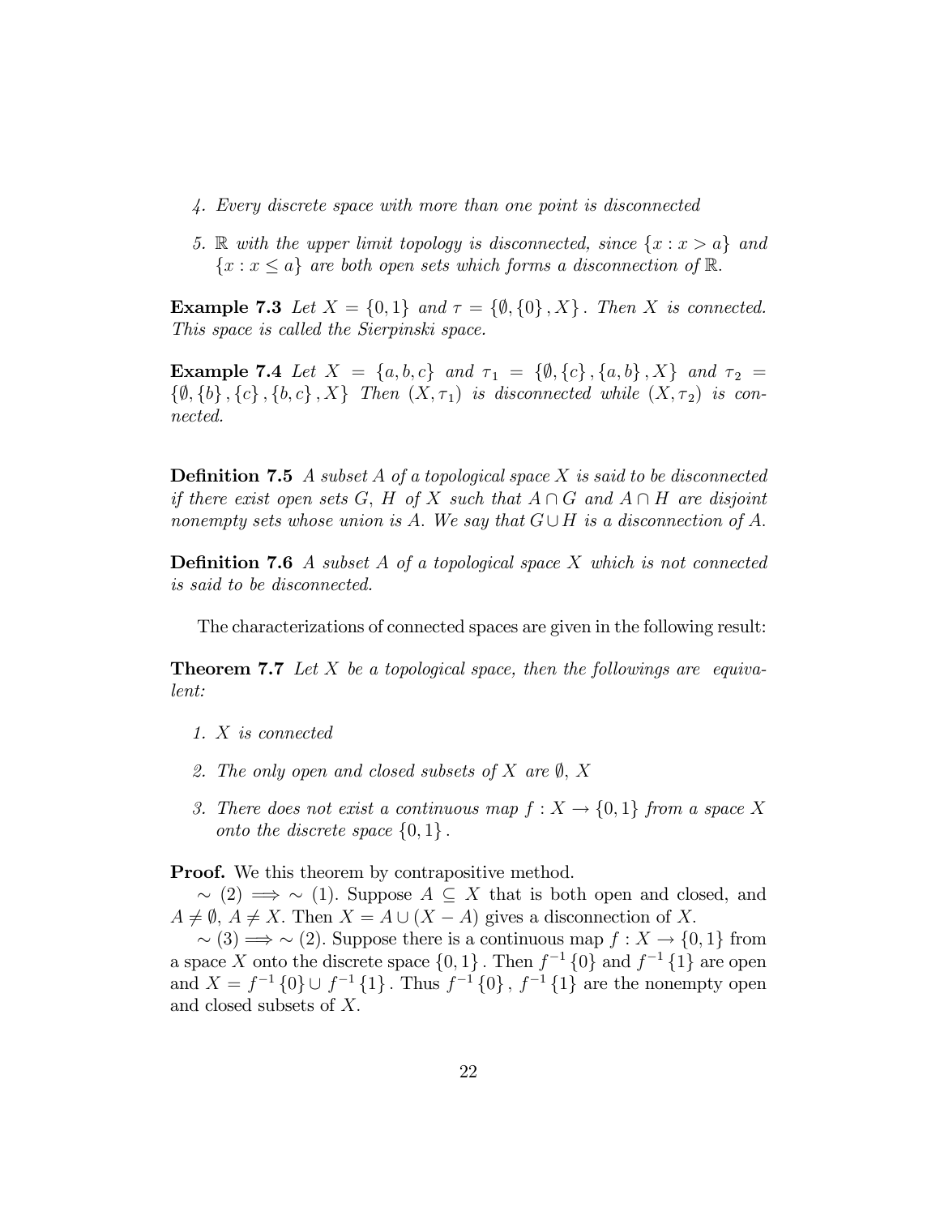4. *Every discrete space with more than one point is disconnected*

5. *$\mathbb{R}$ with the upper limit topology is disconnected, since $\{x : x > a\}$ and $\{x : x \leq a\}$ are both open sets which forms a disconnection of $\mathbb{R}$.*

**Example 7.3** *Let $X = \{0, 1\}$ and $\tau = \{\emptyset, \{0\}, X\}$. Then $X$ is connected. This space is called the Sierpinski space.*

**Example 7.4** *Let $X = \{a, b, c\}$ and $\tau_1 = \{\emptyset, \{c\}, \{a, b\}, X\}$ and $\tau_2 = \{\emptyset, \{b\}, \{c\}, \{b, c\}, X\}$ Then $(X, \tau_1)$ is disconnected while $(X, \tau_2)$ is connected.*

**Definition 7.5** *A subset $A$ of a topological space $X$ is said to be disconnected if there exist open sets $G$, $H$ of $X$ such that $A \cap G$ and $A \cap H$ are disjoint nonempty sets whose union is $A$. We say that $G \cup H$ is a disconnection of $A$.*

**Definition 7.6** *A subset $A$ of a topological space $X$ which is not connected is said to be disconnected.*

The characterizations of connected spaces are given in the following result:

**Theorem 7.7** *Let $X$ be a topological space, then the followings are equivalent:*

1. *$X$ is connected*

2. *The only open and closed subsets of $X$ are $\emptyset$, $X$*

3. *There does not exist a continuous map $f : X \to \{0, 1\}$ from a space $X$ onto the discrete space $\{0, 1\}$.*

**Proof.** We this theorem by contrapositive method.

$\sim (2) \implies \sim (1)$. Suppose $A \subseteq X$ that is both open and closed, and $A \neq \emptyset$, $A \neq X$. Then $X = A \cup (X - A)$ gives a disconnection of $X$.

$\sim (3) \implies \sim (2)$. Suppose there is a continuous map $f : X \to \{0, 1\}$ from a space $X$ onto the discrete space $\{0, 1\}$. Then $f^{-1}\{0\}$ and $f^{-1}\{1\}$ are open and $X = f^{-1}\{0\} \cup f^{-1}\{1\}$. Thus $f^{-1}\{0\}$, $f^{-1}\{1\}$ are the nonempty open and closed subsets of $X$.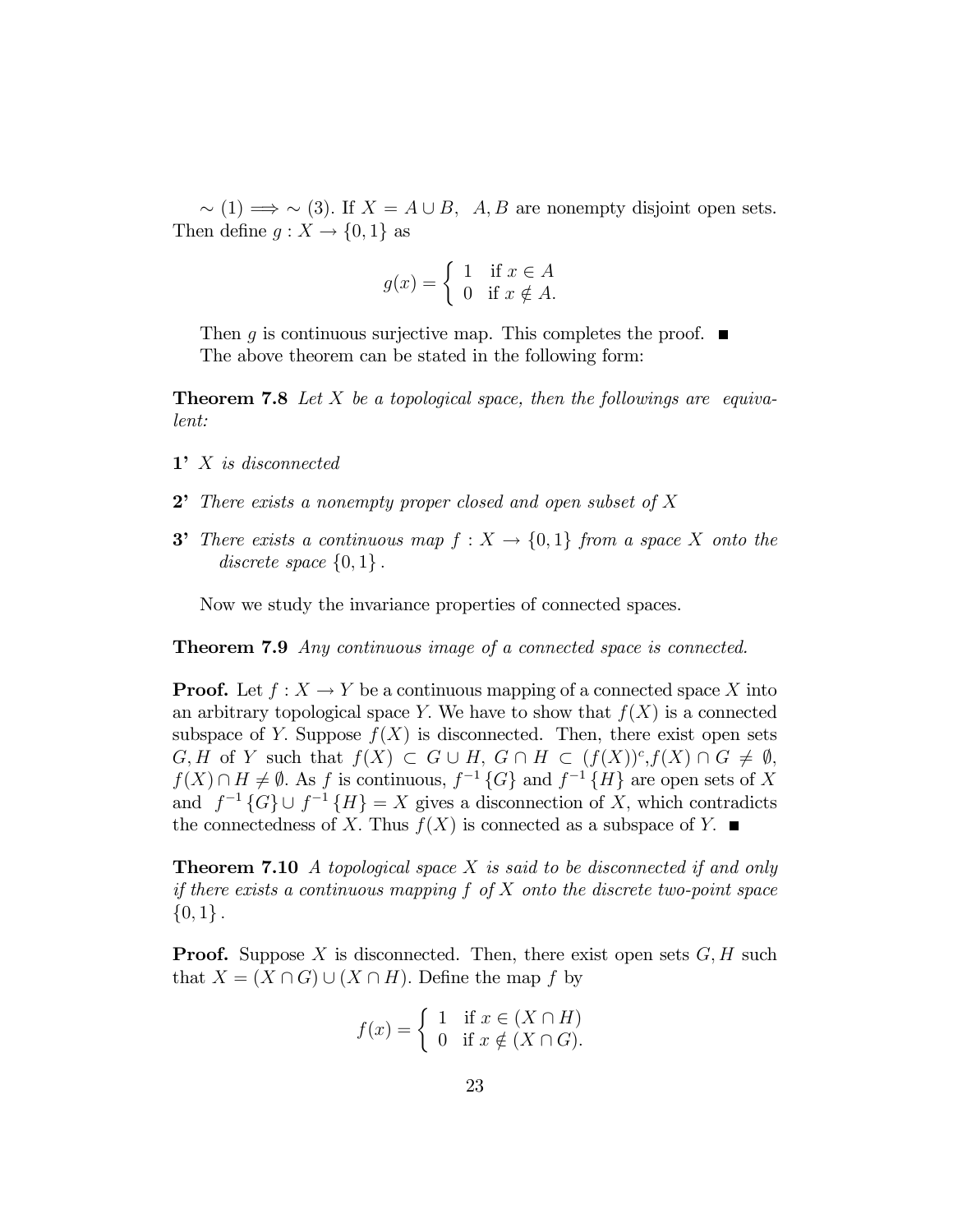$\sim (1) \Longrightarrow \sim (3)$. If $X = A \cup B$, $A, B$ are nonempty disjoint open sets. Then define $g : X \to \{0, 1\}$ as

$$g(x) = \begin{cases} 1 & \text{if } x \in A \\ 0 & \text{if } x \notin A. \end{cases}$$

Then $g$ is continuous surjective map. This completes the proof. ∎

The above theorem can be stated in the following form:

**Theorem 7.8** *Let $X$ be a topological space, then the followings are equivalent:*

- **1'** *$X$ is disconnected*
- **2'** *There exists a nonempty proper closed and open subset of $X$*
- **3'** *There exists a continuous map $f : X \to \{0, 1\}$ from a space $X$ onto the discrete space $\{0, 1\}$.*

Now we study the invariance properties of connected spaces.

**Theorem 7.9** *Any continuous image of a connected space is connected.*

**Proof.** Let $f : X \to Y$ be a continuous mapping of a connected space $X$ into an arbitrary topological space $Y$. We have to show that $f(X)$ is a connected subspace of $Y$. Suppose $f(X)$ is disconnected. Then, there exist open sets $G, H$ of $Y$ such that $f(X) \subset G \cup H$, $G \cap H \subset (f(X))^c$, $f(X) \cap G \neq \emptyset$, $f(X) \cap H \neq \emptyset$. As $f$ is continuous, $f^{-1}\{G\}$ and $f^{-1}\{H\}$ are open sets of $X$ and $f^{-1}\{G\} \cup f^{-1}\{H\} = X$ gives a disconnection of $X$, which contradicts the connectedness of $X$. Thus $f(X)$ is connected as a subspace of $Y$. ∎

**Theorem 7.10** *A topological space $X$ is said to be disconnected if and only if there exists a continuous mapping $f$ of $X$ onto the discrete two-point space $\{0, 1\}$.*

**Proof.** Suppose $X$ is disconnected. Then, there exist open sets $G, H$ such that $X = (X \cap G) \cup (X \cap H)$. Define the map $f$ by

$$f(x) = \begin{cases} 1 & \text{if } x \in (X \cap H) \\ 0 & \text{if } x \notin (X \cap G). \end{cases}$$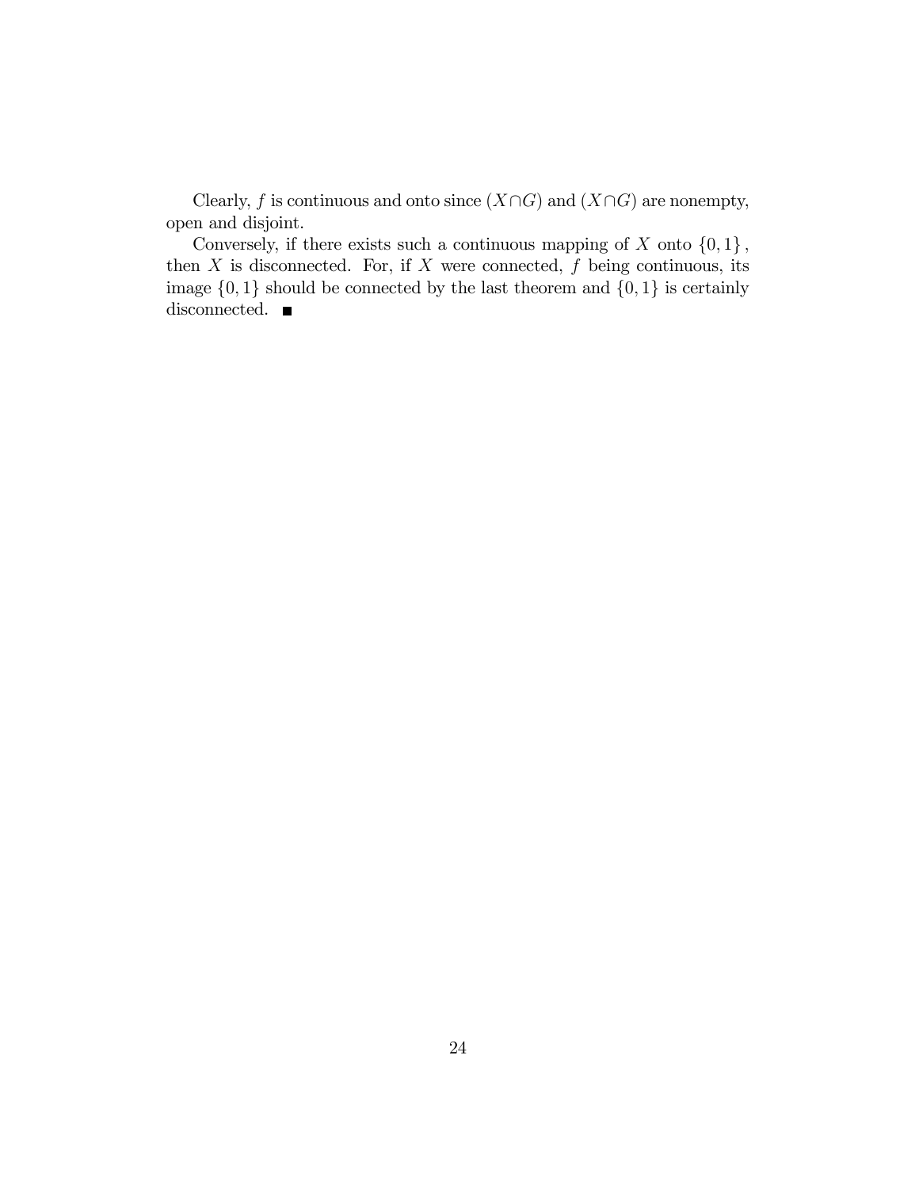Clearly, $f$ is continuous and onto since $(X \cap G)$ and $(X \cap G)$ are nonempty, open and disjoint.

Conversely, if there exists such a continuous mapping of $X$ onto $\{0, 1\}$, then $X$ is disconnected. For, if $X$ were connected, $f$ being continuous, its image $\{0, 1\}$ should be connected by the last theorem and $\{0, 1\}$ is certainly disconnected. ■